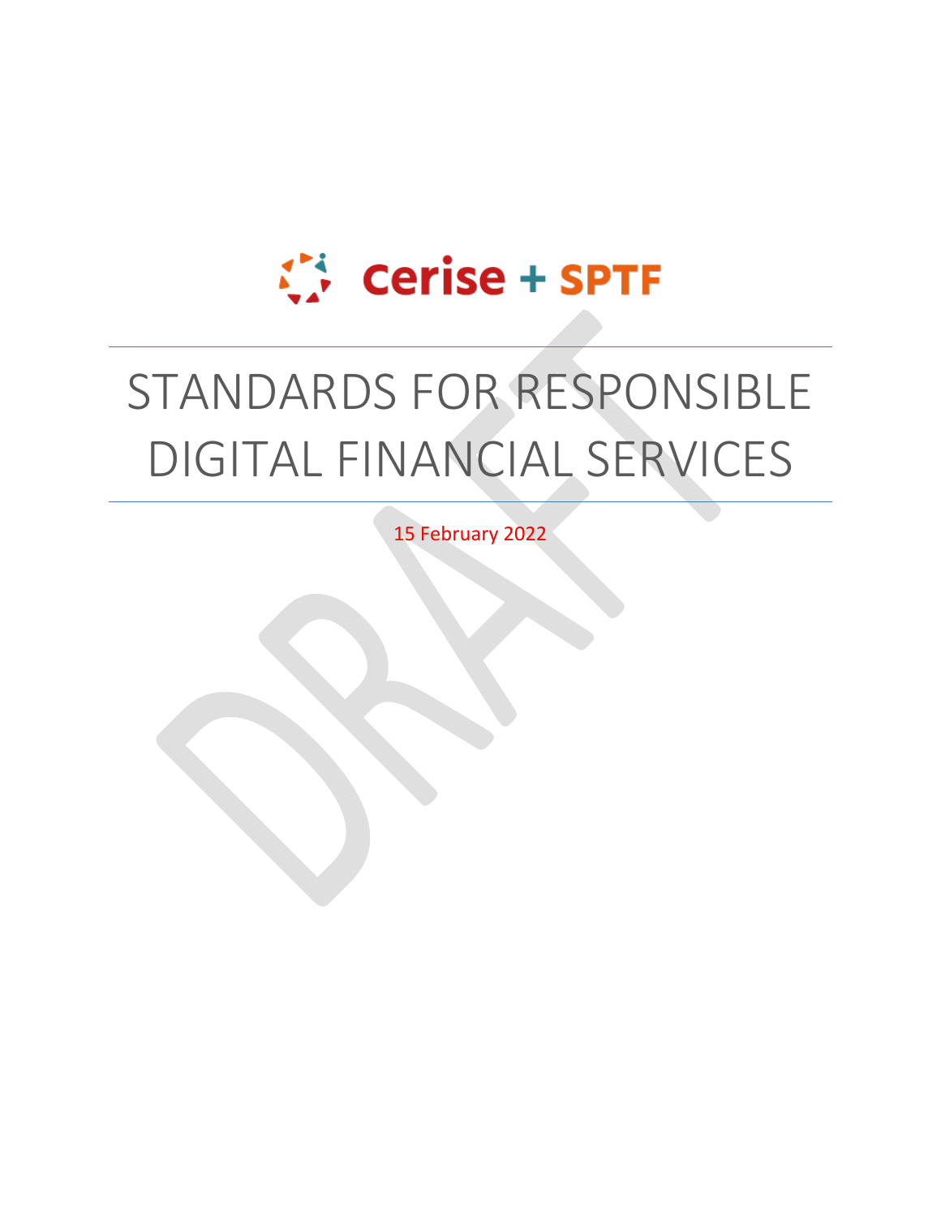Cerise + SPTF

# STANDARDS FOR RESPONSIBLE DIGITAL FINANCIAL SERVICES

15 February 2022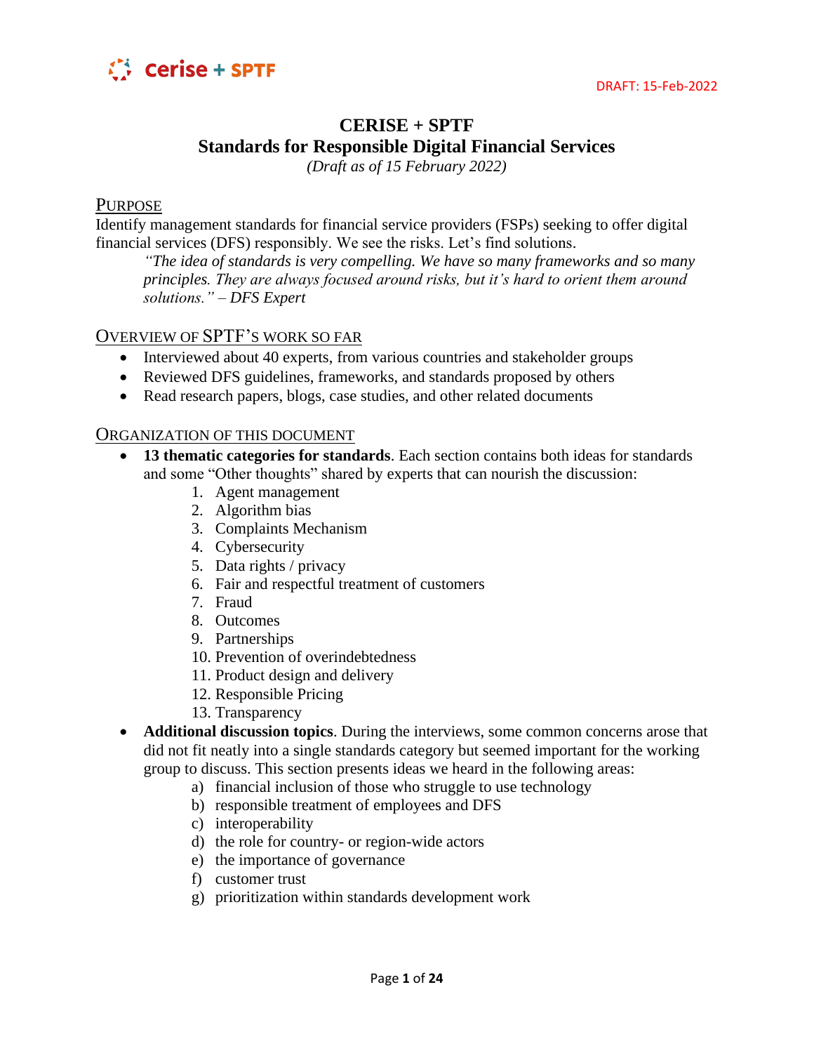DRAFT: 15-Feb-2022

# CERISE + SPTF
# Standards for Responsible Digital Financial Services

*(Draft as of 15 February 2022)*

## PURPOSE

Identify management standards for financial service providers (FSPs) seeking to offer digital financial services (DFS) responsibly. We see the risks. Let's find solutions.

> *"The idea of standards is very compelling. We have so many frameworks and so many principles. They are always focused around risks, but it's hard to orient them around solutions." – DFS Expert*

## OVERVIEW OF SPTF'S WORK SO FAR

- Interviewed about 40 experts, from various countries and stakeholder groups
- Reviewed DFS guidelines, frameworks, and standards proposed by others
- Read research papers, blogs, case studies, and other related documents

## ORGANIZATION OF THIS DOCUMENT

- **13 thematic categories for standards**. Each section contains both ideas for standards and some "Other thoughts" shared by experts that can nourish the discussion:
    1. Agent management
    2. Algorithm bias
    3. Complaints Mechanism
    4. Cybersecurity
    5. Data rights / privacy
    6. Fair and respectful treatment of customers
    7. Fraud
    8. Outcomes
    9. Partnerships
    10. Prevention of overindebtedness
    11. Product design and delivery
    12. Responsible Pricing
    13. Transparency
- **Additional discussion topics**. During the interviews, some common concerns arose that did not fit neatly into a single standards category but seemed important for the working group to discuss. This section presents ideas we heard in the following areas:
    a) financial inclusion of those who struggle to use technology
    b) responsible treatment of employees and DFS
    c) interoperability
    d) the role for country- or region-wide actors
    e) the importance of governance
    f) customer trust
    g) prioritization within standards development work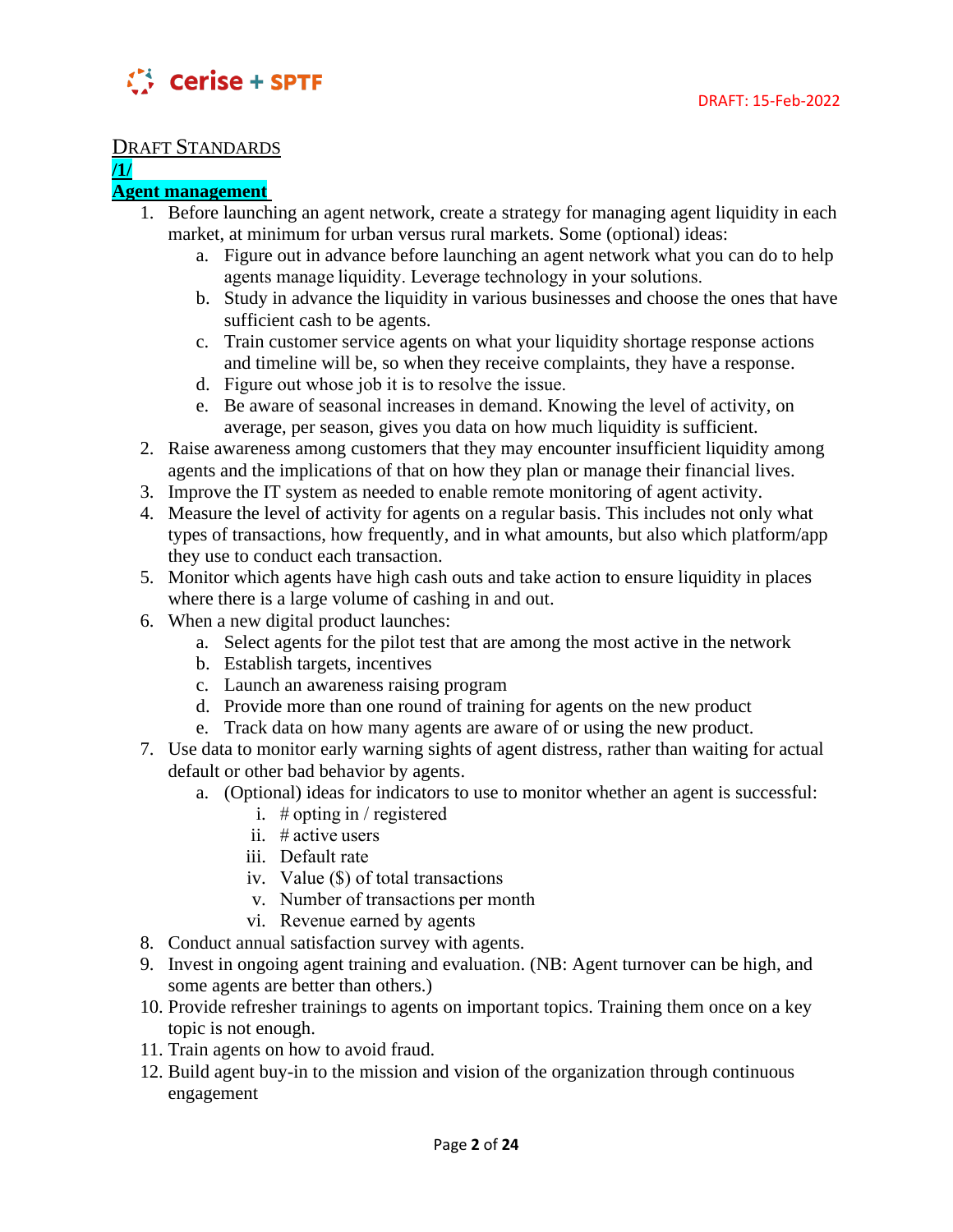# Draft Standards

## /1/

## Agent management

1. Before launching an agent network, create a strategy for managing agent liquidity in each market, at minimum for urban versus rural markets. Some (optional) ideas:
    a. Figure out in advance before launching an agent what you can do to help agents manage liquidity. Leverage technology in your solutions.
    b. Study in advance the liquidity in various businesses and choose the ones that have sufficient cash to be agents.
    c. Train customer service agents on what your liquidity shortage response actions and timeline will be, so when they receive complaints, they have a response.
    d. Figure out whose job it is to resolve the issue.
    e. Be aware of seasonal increases in demand. Knowing the level of activity, on average, per season, gives you data on how much liquidity is sufficient.
2. Raise awareness among customers that they may encounter insufficient liquidity among agents and the implications of that on how they plan or manage their financial lives.
3. Improve the IT system as needed to enable remote monitoring of agent activity.
4. Measure the level of activity for agents on a regular basis. This includes not only what types of transactions, how frequently, and in what amounts, but also which platform/app they use to conduct each transaction.
5. Monitor which agents have high cash outs and take action to ensure liquidity in places where there is a large volume of cashing in and out.
6. When a new digital product launches:
    a. Select agents for the pilot test that are among the most active in the network
    b. Establish targets, incentives
    c. Launch an awareness raising program
    d. Provide more than one round of training for agents on the new product
    e. Track data on how many agents are aware of or using the new product.
7. Use data to monitor early warning sights of agent distress, rather than waiting for actual default or other bad behavior by agents.
    a. (Optional) ideas for indicators to use to monitor whether an agent is successful:
        i. # opting in / registered
        ii. # active users
        iii. Default rate
        iv. Value ($) of total transactions
        v. Number of transactions per month
        vi. Revenue earned by agents
8. Conduct annual satisfaction survey with agents.
9. Invest in ongoing agent training and evaluation. (NB: Agent turnover can be high, and some agents are better than others.)
10. Provide refresher trainings to agents on important topics. Training them once on a key topic is not enough.
11. Train agents on how to avoid fraud.
12. Build agent buy-in to the mission and vision of the organization through continuous engagement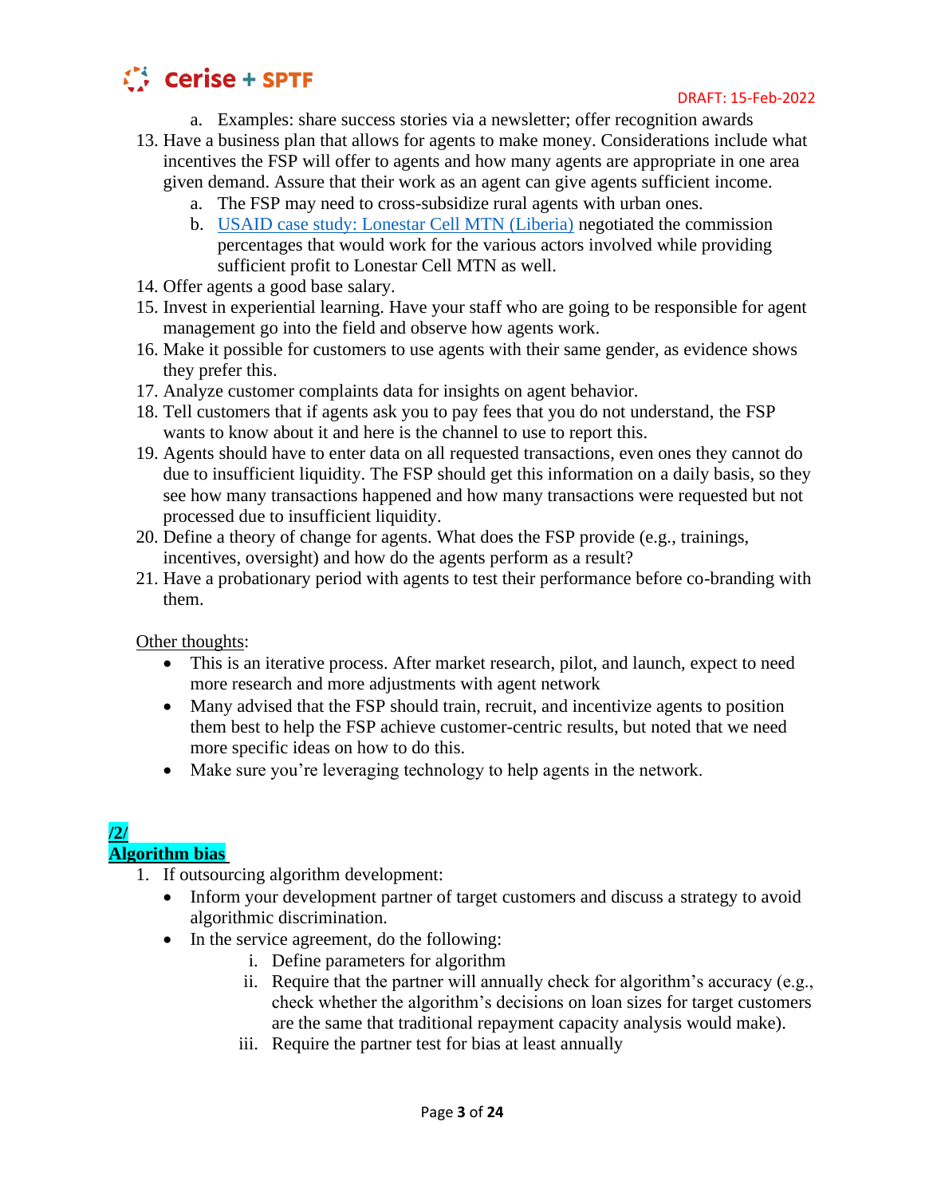a. Examples: share success stories via a newsletter; offer recognition awards

13. Have a business plan that allows for agents to make money. Considerations include what incentives the FSP will offer to agents and how many agents are appropriate in one area given demand. Assure that their work as an agent can give agents sufficient income.
    a. The FSP may need to cross-subsidize rural agents with urban ones.
    b. [USAID case study: Lonestar Cell MTN (Liberia)] negotiated the commission percentages that would work for the various actors involved while providing sufficient profit to Lonestar Cell MTN as well.
14. Offer agents a good base salary.
15. Invest in experiential learning. Have your staff who are going to be responsible for agent management go into the field and observe how agents work.
16. Make it possible for customers to use agents with their same gender, as evidence shows they prefer this.
17. Analyze customer complaints data for insights on agent behavior.
18. Tell customers that if agents ask you to pay fees that you do not understand, the FSP wants to know about it and here is the channel to use to report this.
19. Agents should have to enter data on all requested transactions, even ones they cannot do due to insufficient liquidity. The FSP should get this information on a daily basis, so they see how many transactions happened and how many transactions were requested but not processed due to insufficient liquidity.
20. Define a theory of change for agents. What does the FSP provide (e.g., trainings, incentives, oversight) and how do the agents perform as a result?
21. Have a probationary period with agents to test their performance before co-branding with them.

Other thoughts:

- This is an iterative process. After market research, pilot, and launch, expect to need more research and more adjustments with agent network
- Many advised that the FSP should train, recruit, and incentivize agents to position them best to help the FSP achieve customer-centric results, but noted that we need more specific ideas on how to do this.
- Make sure you're leveraging technology to help agents in the network.

## /2/ Algorithm bias

1. If outsourcing algorithm development:
   - Inform your development partner of target customers and discuss a strategy to avoid algorithmic discrimination.
   - In the service agreement, do the following:
     i. Define parameters for algorithm
     ii. Require that the partner will annually check for algorithm's accuracy (e.g., check whether the algorithm's decisions on loan sizes for target customers are the same that traditional repayment capacity analysis would make).
     iii. Require the partner test for bias at least annually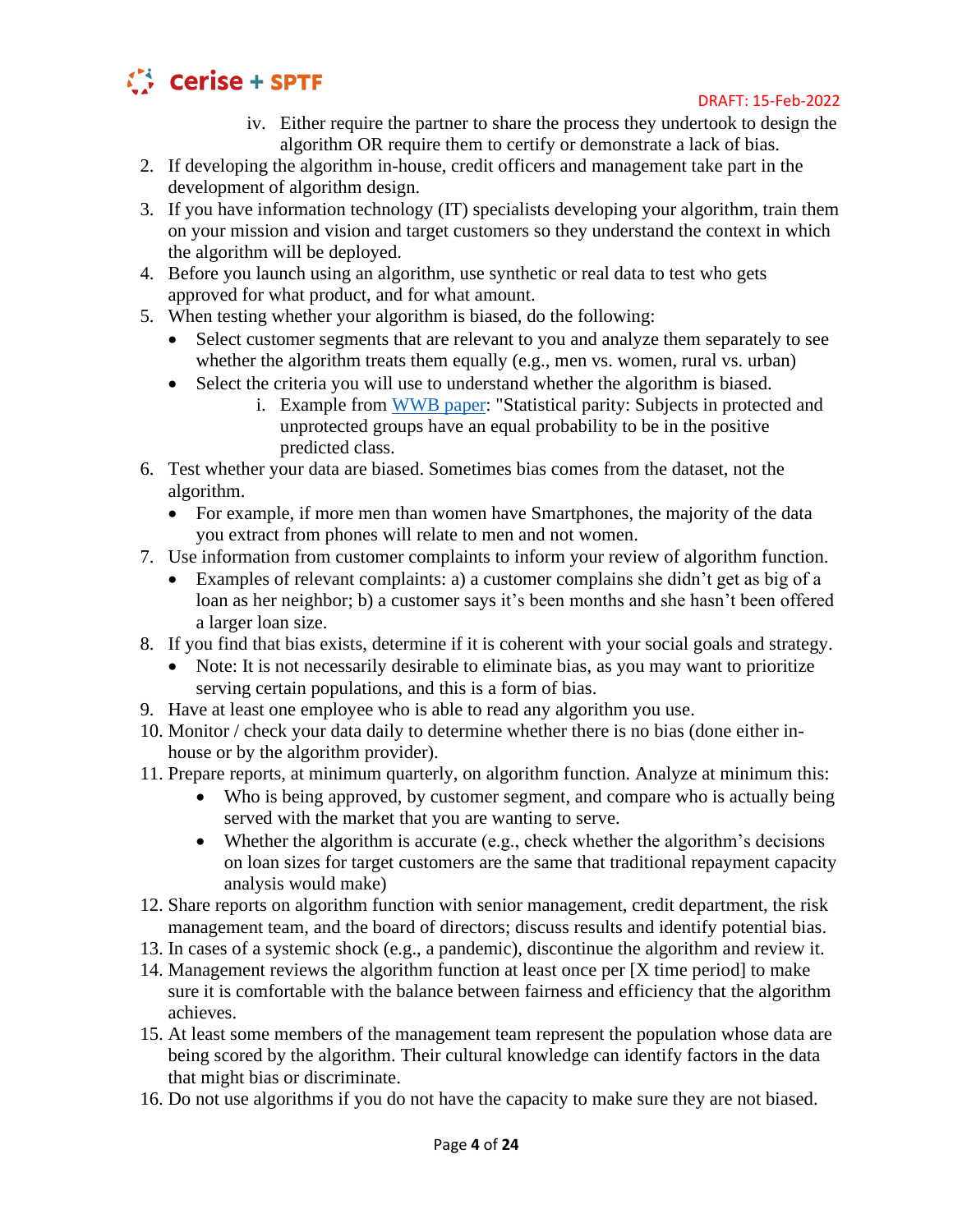iv. Either require the partner to share the process they undertook to design the algorithm OR require them to certify or demonstrate a lack of bias.

2. If developing the algorithm in-house, credit officers and management take part in the development of algorithm design.
3. If you have information technology (IT) specialists developing your algorithm, train them on your mission and vision and target customers so they understand the context in which the algorithm will be deployed.
4. Before you launch using an algorithm, use synthetic or real data to test who gets approved for what product, and for what amount.
5. When testing whether your algorithm is biased, do the following:
   - Select customer segments that are relevant to you and analyze them separately to see whether the algorithm treats them equally (e.g., men vs. women, rural vs. urban)
   - Select the criteria you will use to understand whether the algorithm is biased.
      i. Example from [WWB paper]: "Statistical parity: Subjects in protected and unprotected groups have an equal probability to be in the positive predicted class.
6. Test whether your data are biased. Sometimes bias comes from the dataset, not the algorithm.
   - For example, if more men than women have Smartphones, the majority of the data you extract from phones will relate to men and not women.
7. Use information from customer complaints to inform your review of algorithm function.
   - Examples of relevant complaints: a) a customer complains she didn't get as big of a loan as her neighbor; b) a customer says it's been months and she hasn't been offered a larger loan size.
8. If you find that bias exists, determine if it is coherent with your social goals and strategy.
   - Note: It is not necessarily desirable to eliminate bias, as you may want to prioritize serving certain populations, and this is a form of bias.
9. Have at least one employee who is able to read any algorithm you use.
10. Monitor / check your data daily to determine whether there is no bias (done either in-house or by the algorithm provider).
11. Prepare reports, at minimum quarterly, on algorithm function. Analyze at minimum this:
    - Who is being approved, by customer segment, and compare who is actually being served with the market that you are wanting to serve.
    - Whether the algorithm is accurate (e.g., check whether the algorithm's decisions on loan sizes for target customers are the same that traditional repayment capacity analysis would make)
12. Share reports on algorithm function with senior management, credit department, the risk management team, and the board of directors; discuss results and identify potential bias.
13. In cases of a systemic shock (e.g., a pandemic), discontinue the algorithm and review it.
14. Management reviews the algorithm function at least once per [X time period] to make sure it is comfortable with the balance between fairness and efficiency that the algorithm achieves.
15. At least some members of the management team represent the population whose data are being scored by the algorithm. Their cultural knowledge can identify factors in the data that might bias or discriminate.
16. Do not use algorithms if you do not have the capacity to make sure they are not biased.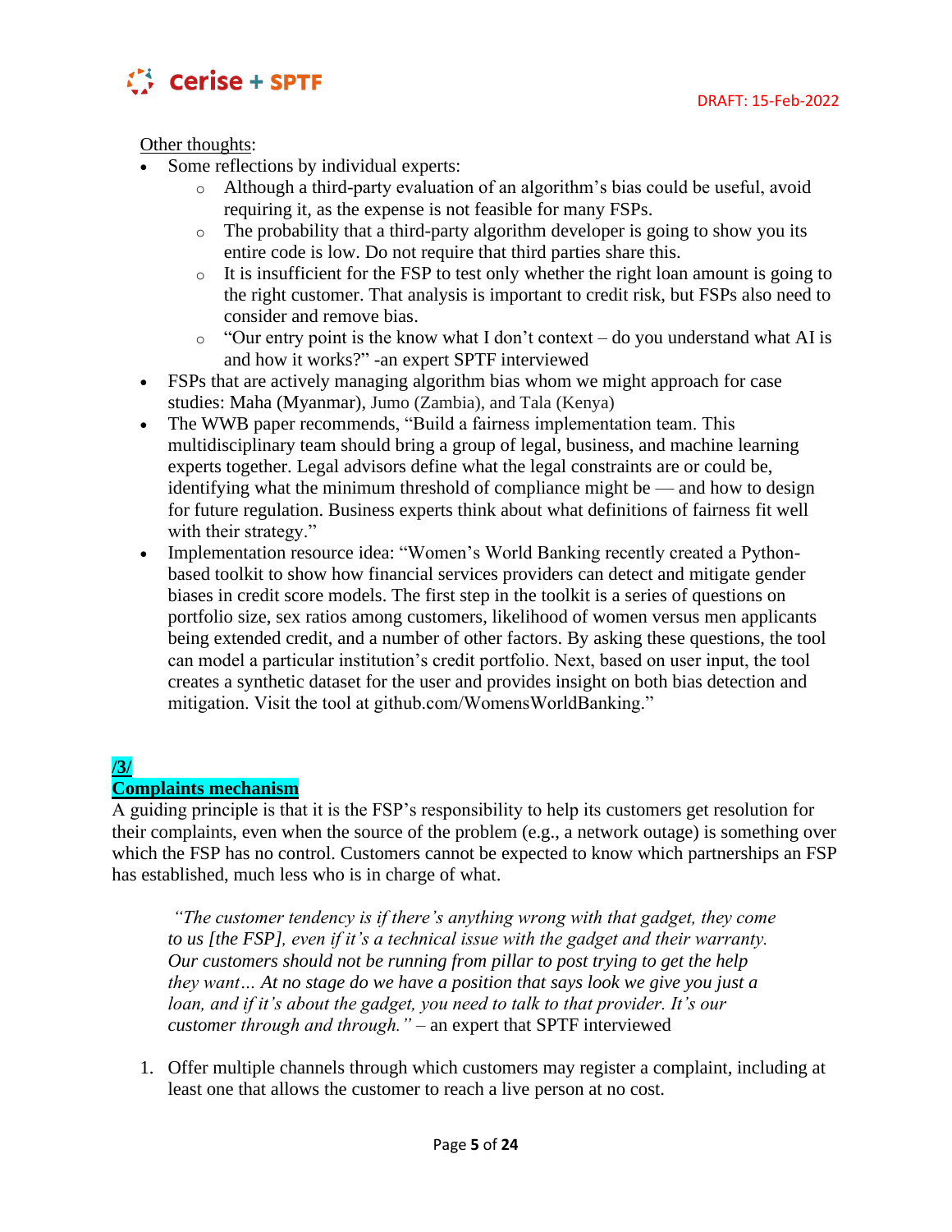Other thoughts:

- Some reflections by individual experts:
  - Although a third-party evaluation of an algorithm's bias could be useful, avoid requiring it, as the expense is not feasible for many FSPs.
  - The probability that a third-party algorithm developer is going to show you its entire code is low. Do not require that third parties share this.
  - It is insufficient for the FSP to test only whether the right loan amount is going to the right customer. That analysis is important to credit risk, but FSPs also need to consider and remove bias.
  - "Our entry point is the know what I don't context – do you understand what AI is and how it works?" -an expert SPTF interviewed
- FSPs that are actively managing algorithm bias whom we might approach for case studies: Maha (Myanmar), Jumo (Zambia), and Tala (Kenya)
- The WWB paper recommends, "Build a fairness implementation team. This multidisciplinary team should bring a group of legal, business, and machine learning experts together. Legal advisors define what the legal constraints are or could be, identifying what the minimum threshold of compliance might be — and how to design for future regulation. Business experts think about what definitions of fairness fit well with their strategy."
- Implementation resource idea: "Women's World Banking recently created a Python-based toolkit to show how financial services providers can detect and mitigate gender biases in credit score models. The first step in the toolkit is a series of questions on portfolio size, sex ratios among customers, likelihood of women versus men applicants being extended credit, and a number of other factors. By asking these questions, the tool can model a particular institution's credit portfolio. Next, based on user input, the tool creates a synthetic dataset for the user and provides insight on both bias detection and mitigation. Visit the tool at github.com/WomensWorldBanking."

## /3/ Complaints mechanism

A guiding principle is that it is the FSP's responsibility to help its customers get resolution for their complaints, even when the source of the problem (e.g., a network outage) is something over which the FSP has no control. Customers cannot be expected to know which partnerships an FSP has established, much less who is in charge of what.

> *"The customer tendency is if there's anything wrong with that gadget, they come to us [the FSP], even if it's a technical issue with the gadget and their warranty. Our customers should not be running from pillar to post trying to get the help they want… At no stage do we have a position that says look we give you just a loan, and if it's about the gadget, you need to talk to that provider. It's our customer through and through."* – an expert that SPTF interviewed

1. Offer multiple channels through which customers may register a complaint, including at least one that allows the customer to reach a live person at no cost.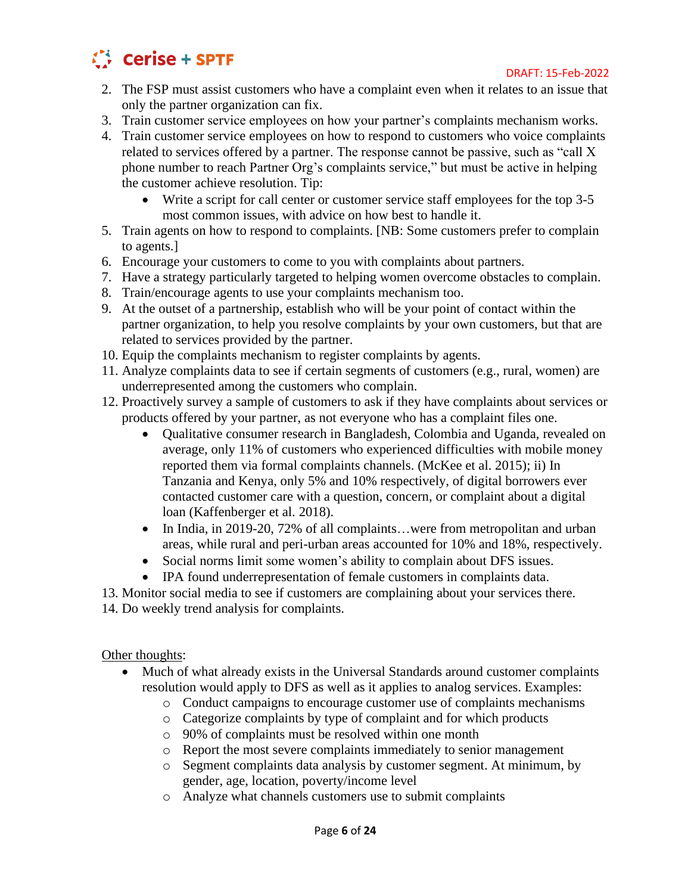2. The FSP must assist customers who have a complaint even when it relates to an issue that only the partner organization can fix.
3. Train customer service employees on how your partner's complaints mechanism works.
4. Train customer service employees on how to respond to customers who voice complaints related to services offered by a partner. The response cannot be passive, such as "call X phone number to reach Partner Org's complaints service," but must be active in helping the customer achieve resolution. Tip:
   - Write a script for call center or customer service staff employees for the top 3-5 most common issues, with advice on how best to handle it.
5. Train agents on how to respond to complaints. [NB: Some customers prefer to complain to agents.]
6. Encourage your customers to come to you with complaints about partners.
7. Have a strategy particularly targeted to helping women overcome obstacles to complain.
8. Train/encourage agents to use your complaints mechanism too.
9. At the outset of a partnership, establish who will be your point of contact within the partner organization, to help you resolve complaints by your own customers, but that are related to services provided by the partner.
10. Equip the complaints mechanism to register complaints by agents.
11. Analyze complaints data to see if certain segments of customers (e.g., rural, women) are underrepresented among the customers who complain.
12. Proactively survey a sample of customers to ask if they have complaints about services or products offered by your partner, as not everyone who has a complaint files one.
    - Qualitative consumer research in Bangladesh, Colombia and Uganda, revealed on average, only 11% of customers who experienced difficulties with mobile money reported them via formal complaints channels. (McKee et al. 2015); ii) In Tanzania and Kenya, only 5% and 10% respectively, of digital borrowers ever contacted customer care with a question, concern, or complaint about a digital loan (Kaffenberger et al. 2018).
    - In India, in 2019-20, 72% of all complaints…were from metropolitan and urban areas, while rural and peri-urban areas accounted for 10% and 18%, respectively.
    - Social norms limit some women's ability to complain about DFS issues.
    - IPA found underrepresentation of female customers in complaints data.
13. Monitor social media to see if customers are complaining about your services there.
14. Do weekly trend analysis for complaints.

Other thoughts:

- Much of what already exists in the Universal Standards around customer complaints resolution would apply to DFS as well as it applies to analog services. Examples:
  - Conduct campaigns to encourage customer use of complaints mechanisms
  - Categorize complaints by type of complaint and for which products
  - 90% of complaints must be resolved within one month
  - Report the most severe complaints immediately to senior management
  - Segment complaints data analysis by customer segment. At minimum, by gender, age, location, poverty/income level
  - Analyze what channels customers use to submit complaints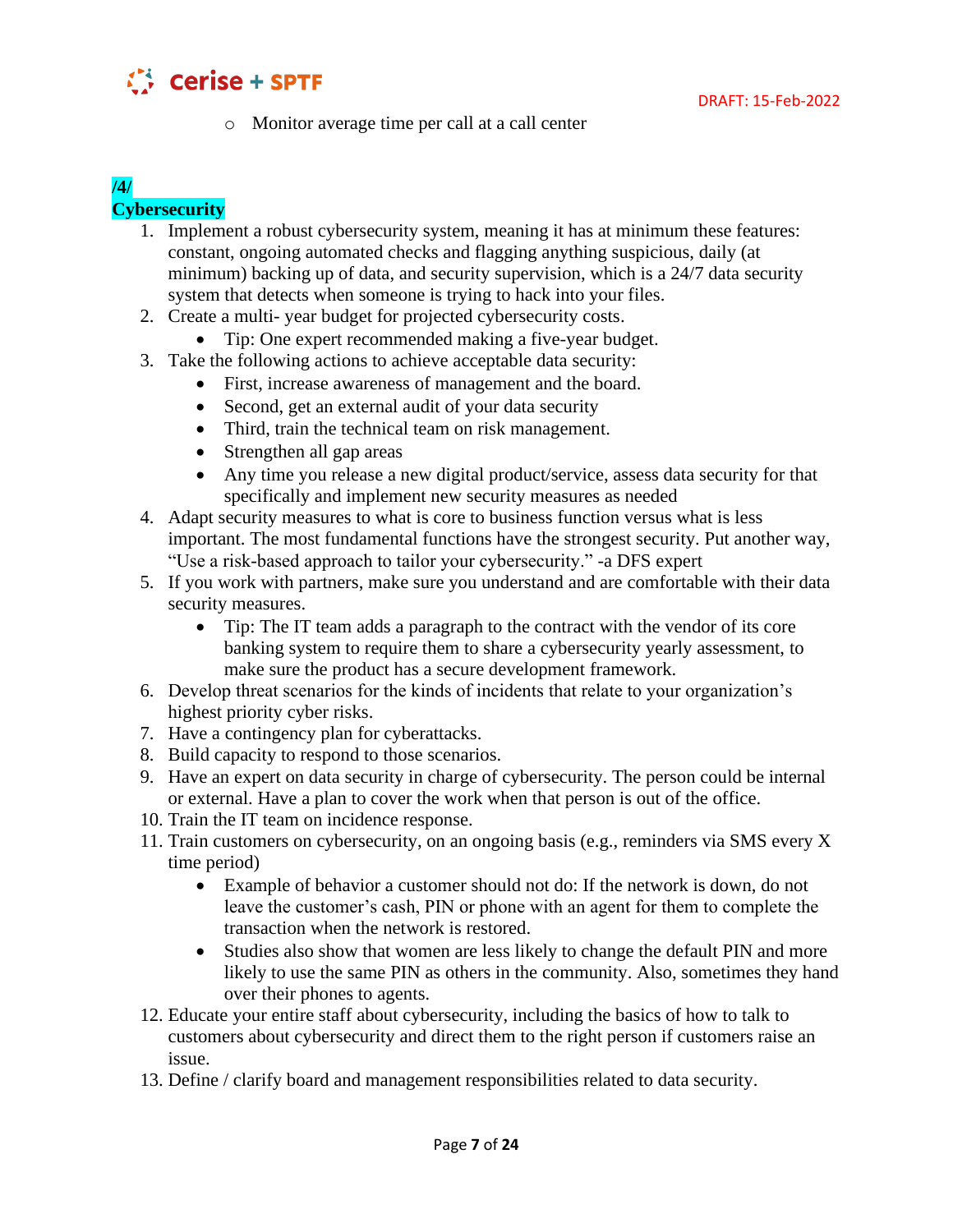- Monitor average time per call at a call center

**/4/**
**Cybersecurity**

1. Implement a robust cybersecurity system, meaning it has at minimum these features: constant, ongoing automated checks and flagging anything suspicious, daily (at minimum) backing up of data, and security supervision, which is a 24/7 data security system that detects when someone is trying to hack into your files.
2. Create a multi- year budget for projected cybersecurity costs.
   - Tip: One expert recommended making a five-year budget.
3. Take the following actions to achieve acceptable data security:
   - First, increase awareness of management and the board.
   - Second, get an external audit of your data security
   - Third, train the technical team on risk management.
   - Strengthen all gap areas
   - Any time you release a new digital product/service, assess data security for that specifically and implement new security measures as needed
4. Adapt security measures to what is core to business function versus what is less important. The most fundamental functions have the strongest security. Put another way, "Use a risk-based approach to tailor your cybersecurity." -a DFS expert
5. If you work with partners, make sure you understand and are comfortable with their data security measures.
   - Tip: The IT team adds a paragraph to the contract with the vendor of its core banking system to require them to share a cybersecurity yearly assessment, to make sure the product has a secure development framework.
6. Develop threat scenarios for the kinds of incidents that relate to your organization's highest priority cyber risks.
7. Have a contingency plan for cyberattacks.
8. Build capacity to respond to those scenarios.
9. Have an expert on data security in charge of cybersecurity. The person could be internal or external. Have a plan to cover the work when that person is out of the office.
10. Train the IT team on incidence response.
11. Train customers on cybersecurity, on an ongoing basis (e.g., reminders via SMS every X time period)
    - Example of behavior a customer should not do: If the network is down, do not leave the customer's cash, PIN or phone with an agent for them to complete the transaction when the network is restored.
    - Studies also show that women are less likely to change the default PIN and more likely to use the same PIN as others in the community. Also, sometimes they hand over their phones to agents.
12. Educate your entire staff about cybersecurity, including the basics of how to talk to customers about cybersecurity and direct them to the right person if customers raise an issue.
13. Define / clarify board and management responsibilities related to data security.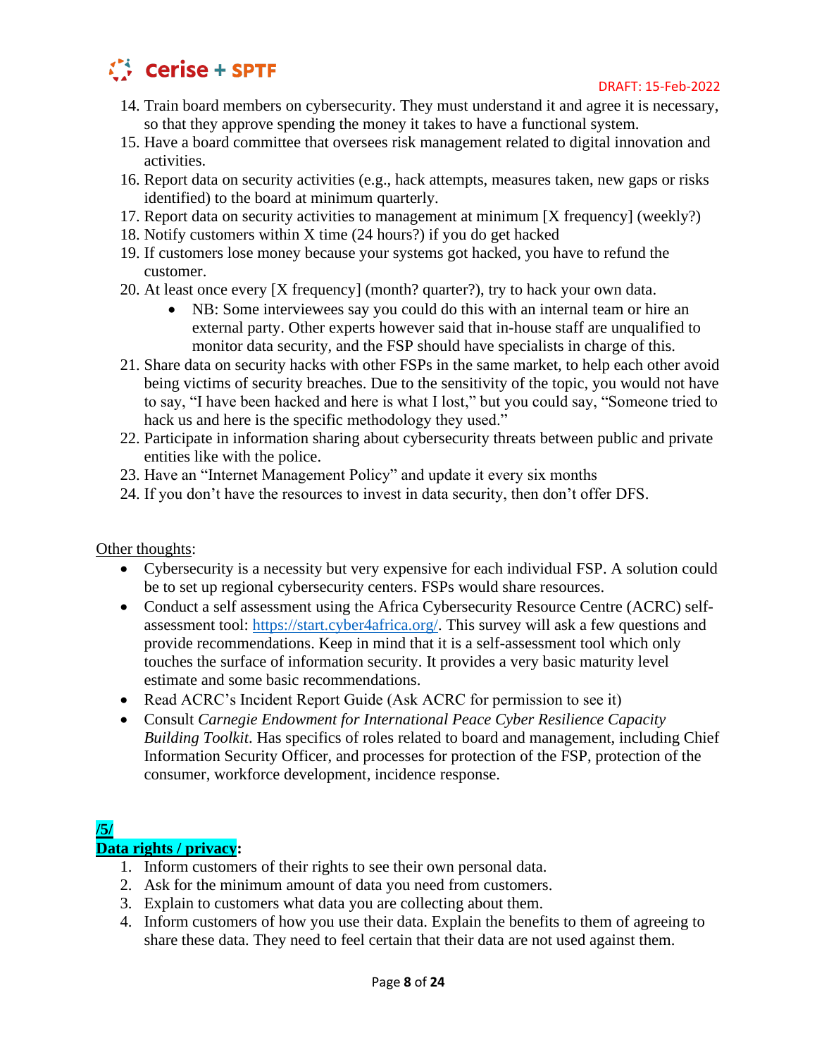14. Train board members on cybersecurity. They must understand it and agree it is necessary, so that they approve spending the money it takes to have a functional system.
15. Have a board committee that oversees risk management related to digital innovation and activities.
16. Report data on security activities (e.g., hack attempts, measures taken, new gaps or risks identified) to the board at minimum quarterly.
17. Report data on security activities to management at minimum [X frequency] (weekly?)
18. Notify customers within X time (24 hours?) if you do get hacked
19. If customers lose money because your systems got hacked, you have to refund the customer.
20. At least once every [X frequency] (month? quarter?), try to hack your own data.
    - NB: Some interviewees say you could do this with an internal team or hire an external party. Other experts however said that in-house staff are unqualified to monitor data security, and the FSP should have specialists in charge of this.
21. Share data on security hacks with other FSPs in the same market, to help each other avoid being victims of security breaches. Due to the sensitivity of the topic, you would not have to say, "I have been hacked and here is what I lost," but you could say, "Someone tried to hack us and here is the specific methodology they used."
22. Participate in information sharing about cybersecurity threats between public and private entities like with the police.
23. Have an "Internet Management Policy" and update it every six months
24. If you don't have the resources to invest in data security, then don't offer DFS.

Other thoughts:

- Cybersecurity is a necessity but very expensive for each individual FSP. A solution could be to set up regional cybersecurity centers. FSPs would share resources.
- Conduct a self assessment using the Africa Cybersecurity Resource Centre (ACRC) self-assessment tool: https://start.cyber4africa.org/. This survey will ask a few questions and provide recommendations. Keep in mind that it is a self-assessment tool which only touches the surface of information security. It provides a very basic maturity level estimate and some basic recommendations.
- Read ACRC's Incident Report Guide (Ask ACRC for permission to see it)
- Consult *Carnegie Endowment for International Peace Cyber Resilience Capacity Building Toolkit*. Has specifics of roles related to board and management, including Chief Information Security Officer, and processes for protection of the FSP, protection of the consumer, workforce development, incidence response.

**/5/**

**Data rights / privacy:**

1. Inform customers of their rights to see their own personal data.
2. Ask for the minimum amount of data you need from customers.
3. Explain to customers what data you are collecting about them.
4. Inform customers of how you use their data. Explain the benefits to them of agreeing to share these data. They need to feel certain that their data are not used against them.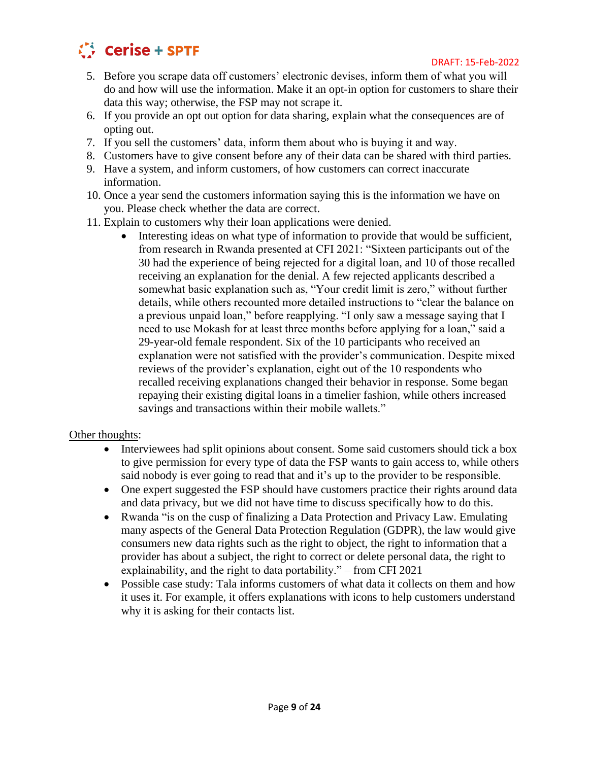5. Before you scrape data off customers' electronic devises, inform them of what you will do and how will use the information. Make it an opt-in option for customers to share their data this way; otherwise, the FSP may not scrape it.
6. If you provide an opt out option for data sharing, explain what the consequences are of opting out.
7. If you sell the customers' data, inform them about who is buying it and way.
8. Customers have to give consent before any of their data can be shared with third parties.
9. Have a system, and inform customers, of how customers can correct inaccurate information.
10. Once a year send the customers information saying this is the information we have on you. Please check whether the data are correct.
11. Explain to customers why their loan applications were denied.
    - Interesting ideas on what type of information to provide that would be sufficient, from research in Rwanda presented at CFI 2021: "Sixteen participants out of the 30 had the experience of being rejected for a digital loan, and 10 of those recalled receiving an explanation for the denial. A few rejected applicants described a somewhat basic explanation such as, "Your credit limit is zero," without further details, while others recounted more detailed instructions to "clear the balance on a previous unpaid loan," before reapplying. "I only saw a message saying that I need to use Mokash for at least three months before applying for a loan," said a 29-year-old female respondent. Six of the 10 participants who received an explanation were not satisfied with the provider's communication. Despite mixed reviews of the provider's explanation, eight out of the 10 respondents who recalled receiving explanations changed their behavior in response. Some began repaying their existing digital loans in a timelier fashion, while others increased savings and transactions within their mobile wallets."

<u>Other thoughts</u>:

- Interviewees had split opinions about consent. Some said customers should tick a box to give permission for every type of data the FSP wants to gain access to, while others said nobody is ever going to read that and it's up to the provider to be responsible.
- One expert suggested the FSP should have customers practice their rights around data and data privacy, but we did not have time to discuss specifically how to do this.
- Rwanda "is on the cusp of finalizing a Data Protection and Privacy Law. Emulating many aspects of the General Data Protection Regulation (GDPR), the law would give consumers new data rights such as the right to object, the right to information that a provider has about a subject, the right to correct or delete personal data, the right to explainability, and the right to data portability." – from CFI 2021
- Possible case study: Tala informs customers of what data it collects on them and how it uses it. For example, it offers explanations with icons to help customers understand why it is asking for their contacts list.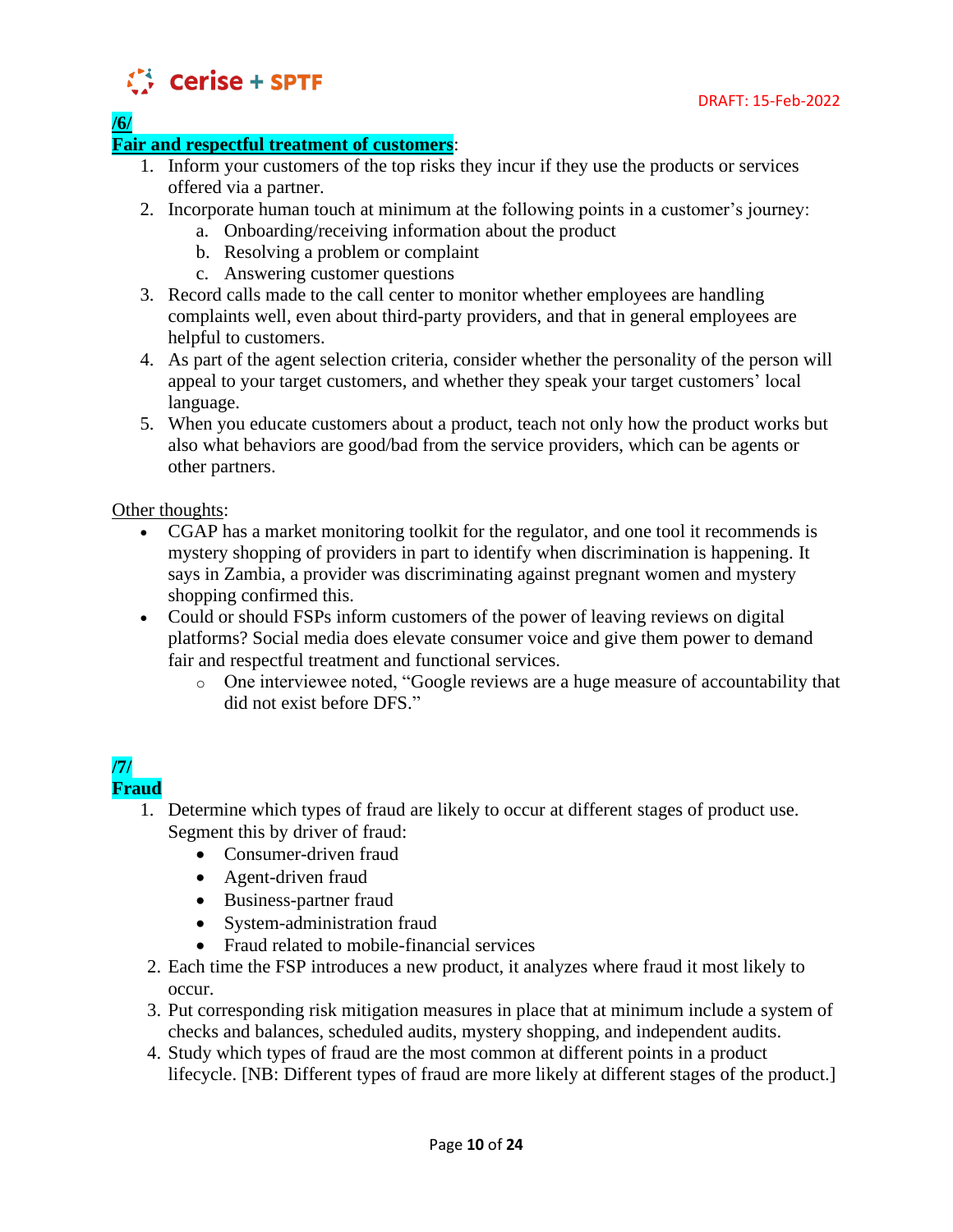**/6/**

**Fair and respectful treatment of customers**:

1. Inform your customers of the top risks they incur if they use the products or services offered via a partner.
2. Incorporate human touch at minimum at the following points in a customer's journey:
   a. Onboarding/receiving information about the product
   b. Resolving a problem or complaint
   c. Answering customer questions
3. Record calls made to the call center to monitor whether employees are handling complaints well, even about third-party providers, and that in general employees are helpful to customers.
4. As part of the agent selection criteria, consider whether the personality of the person will appeal to your target customers, and whether they speak your target customers' local language.
5. When you educate customers about a product, teach not only how the product works but also what behaviors are good/bad from the service providers, which can be agents or other partners.

Other thoughts:

- CGAP has a market monitoring toolkit for the regulator, and one tool it recommends is mystery shopping of providers in part to identify when discrimination is happening. It says in Zambia, a provider was discriminating against pregnant women and mystery shopping confirmed this.
- Could or should FSPs inform customers of the power of leaving reviews on digital platforms? Social media does elevate consumer voice and give them power to demand fair and respectful treatment and functional services.
  - One interviewee noted, "Google reviews are a huge measure of accountability that did not exist before DFS."

**/7/**

**Fraud**

1. Determine which types of fraud are likely to occur at different stages of product use. Segment this by driver of fraud:
   - Consumer-driven fraud
   - Agent-driven fraud
   - Business-partner fraud
   - System-administration fraud
   - Fraud related to mobile-financial services
2. Each time the FSP introduces a new product, it analyzes where fraud it most likely to occur.
3. Put corresponding risk mitigation measures in place that at minimum include a system of checks and balances, scheduled audits, mystery shopping, and independent audits.
4. Study which types of fraud are the most common at different points in a product lifecycle. [NB: Different types of fraud are more likely at different stages of the product.]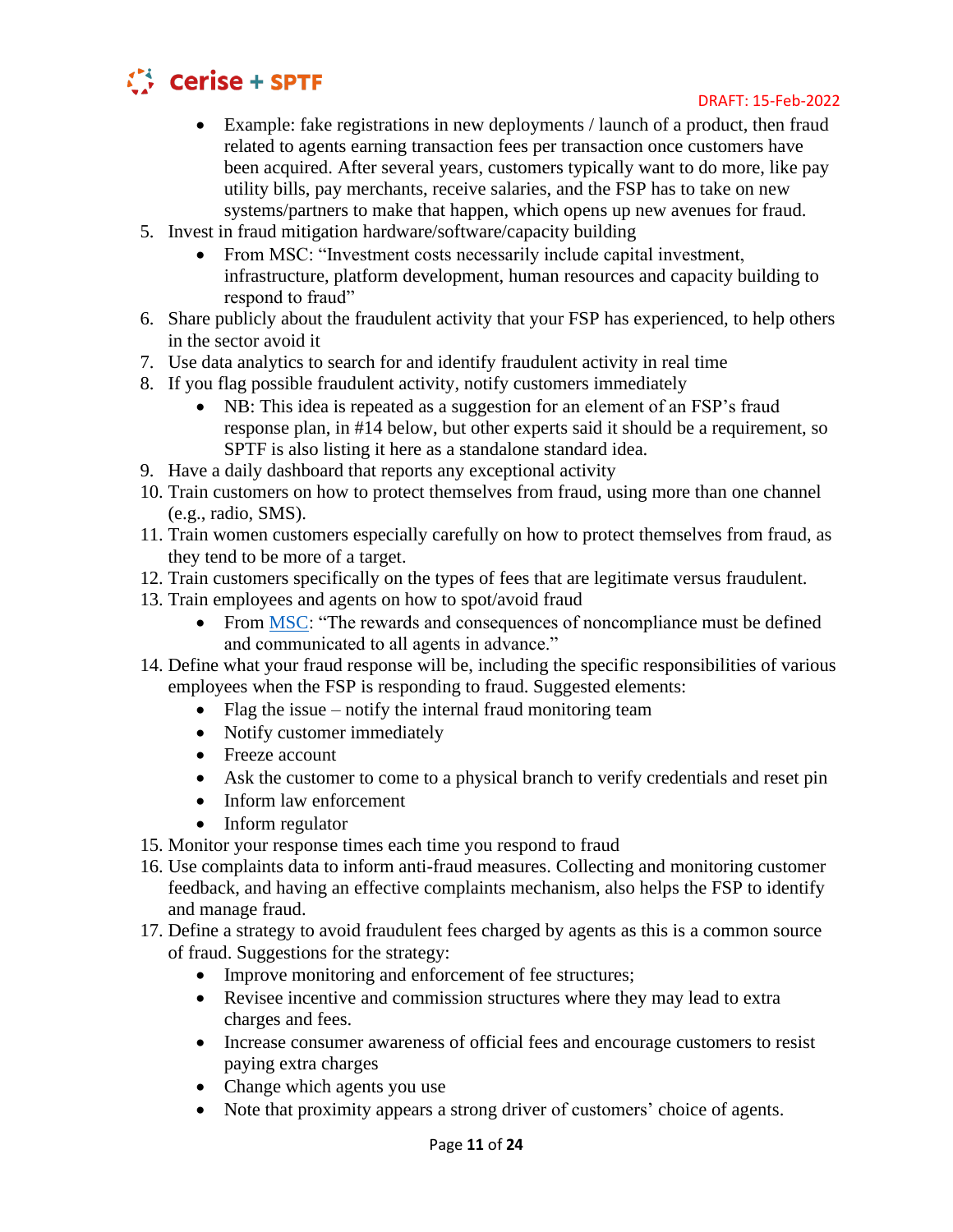- Example: fake registrations in new deployments / launch of a product, then fraud related to agents earning transaction fees per transaction once customers have been acquired. After several years, customers typically want to do more, like pay utility bills, pay merchants, receive salaries, and the FSP has to take on new systems/partners to make that happen, which opens up new avenues for fraud.

5. Invest in fraud mitigation hardware/software/capacity building
    - From MSC: "Investment costs necessarily include capital investment, infrastructure, platform development, human resources and capacity building to respond to fraud"
6. Share publicly about the fraudulent activity that your FSP has experienced, to help others in the sector avoid it
7. Use data analytics to search for and identify fraudulent activity in real time
8. If you flag possible fraudulent activity, notify customers immediately
    - NB: This idea is repeated as a suggestion for an element of an FSP's fraud response plan, in #14 below, but other experts said it should be a requirement, so SPTF is also listing it here as a standalone standard idea.
9. Have a daily dashboard that reports any exceptional activity
10. Train customers on how to protect themselves from fraud, using more than one channel (e.g., radio, SMS).
11. Train women customers especially carefully on how to protect themselves from fraud, as they tend to be more of a target.
12. Train customers specifically on the types of fees that are legitimate versus fraudulent.
13. Train employees and agents on how to spot/avoid fraud
    - From MSC: "The rewards and consequences of noncompliance must be defined and communicated to all agents in advance."
14. Define what your fraud response will be, including the specific responsibilities of various employees when the FSP is responding to fraud. Suggested elements:
    - Flag the issue – notify the internal fraud monitoring team
    - Notify customer immediately
    - Freeze account
    - Ask the customer to come to a physical branch to verify credentials and reset pin
    - Inform law enforcement
    - Inform regulator
15. Monitor your response times each time you respond to fraud
16. Use complaints data to inform anti-fraud measures. Collecting and monitoring customer feedback, and having an effective complaints mechanism, also helps the FSP to identify and manage fraud.
17. Define a strategy to avoid fraudulent fees charged by agents as this is a common source of fraud. Suggestions for the strategy:
    - Improve monitoring and enforcement of fee structures;
    - Revisee incentive and commission structures where they may lead to extra charges and fees.
    - Increase consumer awareness of official fees and encourage customers to resist paying extra charges
    - Change which agents you use
    - Note that proximity appears a strong driver of customers' choice of agents.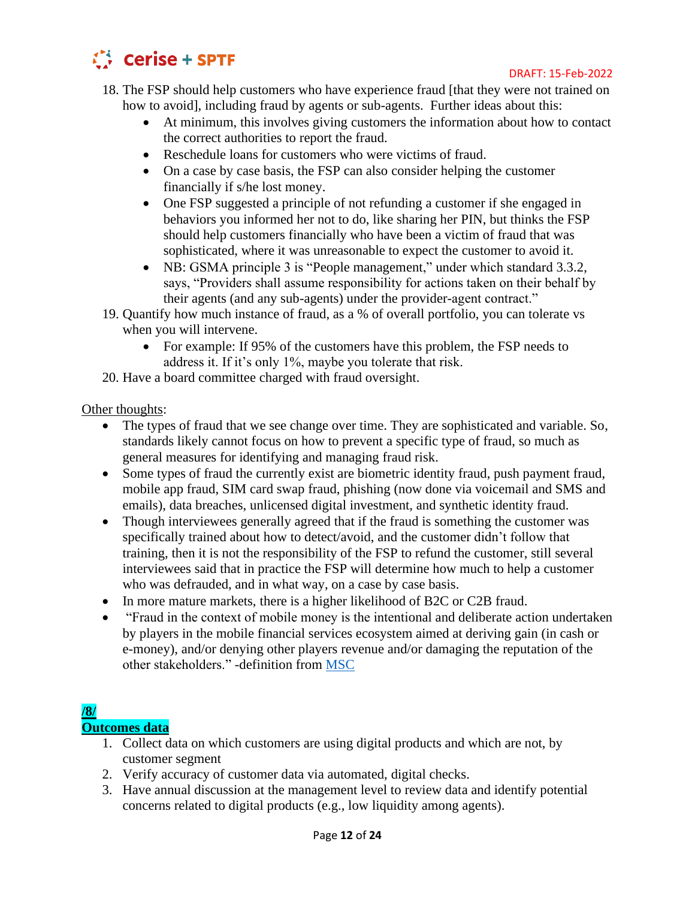18. The FSP should help customers who have experience fraud [that they were not trained on how to avoid], including fraud by agents or sub-agents. Further ideas about this:
    - At minimum, this involves giving customers the information about how to contact the correct authorities to report the fraud.
    - Reschedule loans for customers who were victims of fraud.
    - On a case by case basis, the FSP can also consider helping the customer financially if s/he lost money.
    - One FSP suggested a principle of not refunding a customer if she engaged in behaviors you informed her not to do, like sharing her PIN, but thinks the FSP should help customers financially who have been a victim of fraud that was sophisticated, where it was unreasonable to expect the customer to avoid it.
    - NB: GSMA principle 3 is "People management," under which standard 3.3.2, says, "Providers shall assume responsibility for actions taken on their behalf by their agents (and any sub-agents) under the provider-agent contract."
19. Quantify how much instance of fraud, as a % of overall portfolio, you can tolerate vs when you will intervene.
    - For example: If 95% of the customers have this problem, the FSP needs to address it. If it's only 1%, maybe you tolerate that risk.
20. Have a board committee charged with fraud oversight.

Other thoughts:

- The types of fraud that we see change over time. They are sophisticated and variable. So, standards likely cannot focus on how to prevent a specific type of fraud, so much as general measures for identifying and managing fraud risk.
- Some types of fraud the currently exist are biometric identity fraud, push payment fraud, mobile app fraud, SIM card swap fraud, phishing (now done via voicemail and SMS and emails), data breaches, unlicensed digital investment, and synthetic identity fraud.
- Though interviewees generally agreed that if the fraud is something the customer was specifically trained about how to detect/avoid, and the customer didn't follow that training, then it is not the responsibility of the FSP to refund the customer, still several interviewees said that in practice the FSP will determine how much to help a customer who was defrauded, and in what way, on a case by case basis.
- In more mature markets, there is a higher likelihood of B2C or C2B fraud.
- "Fraud in the context of mobile money is the intentional and deliberate action undertaken by players in the mobile financial services ecosystem aimed at deriving gain (in cash or e-money), and/or denying other players revenue and/or damaging the reputation of the other stakeholders." -definition from MSC

**/8/**

**Outcomes data**

1. Collect data on which customers are using digital products and which are not, by customer segment
2. Verify accuracy of customer data via automated, digital checks.
3. Have annual discussion at the management level to review data and identify potential concerns related to digital products (e.g., low liquidity among agents).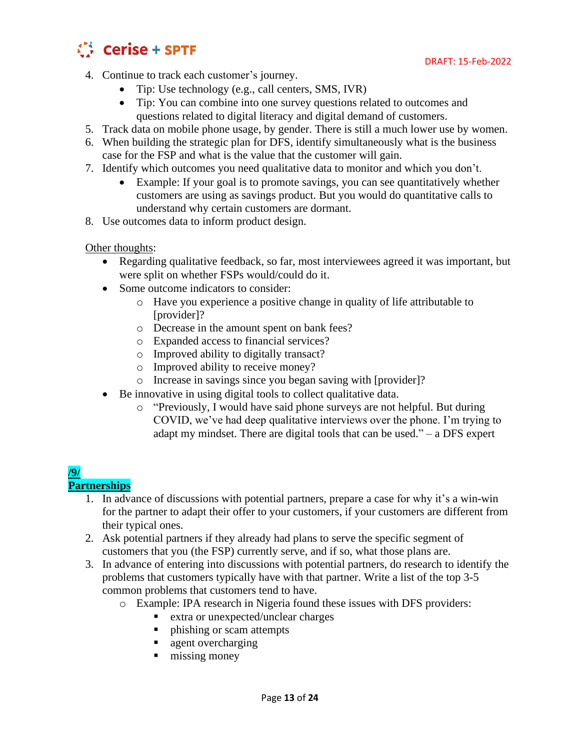4. Continue to track each customer's journey.
    - Tip: Use technology (e.g., call centers, SMS, IVR)
    - Tip: You can combine into one survey questions related to outcomes and questions related to digital literacy and digital demand of customers.
5. Track data on mobile phone usage, by gender. There is still a much lower use by women.
6. When building the strategic plan for DFS, identify simultaneously what is the business case for the FSP and what is the value that the customer will gain.
7. Identify which outcomes you need qualitative data to monitor and which you don't.
    - Example: If your goal is to promote savings, you can see quantitatively whether customers are using as savings product. But you would do quantitative calls to understand why certain customers are dormant.
8. Use outcomes data to inform product design.

Other thoughts:

- Regarding qualitative feedback, so far, most interviewees agreed it was important, but were split on whether FSPs would/could do it.
- Some outcome indicators to consider:
    - Have you experience a positive change in quality of life attributable to [provider]?
    - Decrease in the amount spent on bank fees?
    - Expanded access to financial services?
    - Improved ability to digitally transact?
    - Improved ability to receive money?
    - Increase in savings since you began saving with [provider]?
- Be innovative in using digital tools to collect qualitative data.
    - "Previously, I would have said phone surveys are not helpful. But during COVID, we've had deep qualitative interviews over the phone. I'm trying to adapt my mindset. There are digital tools that can be used." – a DFS expert

## /9/ Partnerships

1. In advance of discussions with potential partners, prepare a case for why it's a win-win for the partner to adapt their offer to your customers, if your customers are different from their typical ones.
2. Ask potential partners if they already had plans to serve the specific segment of customers that you (the FSP) currently serve, and if so, what those plans are.
3. In advance of entering into discussions with potential partners, do research to identify the problems that customers typically have with that partner. Write a list of the top 3-5 common problems that customers tend to have.
    - Example: IPA research in Nigeria found these issues with DFS providers:
        - extra or unexpected/unclear charges
        - phishing or scam attempts
        - agent overcharging
        - missing money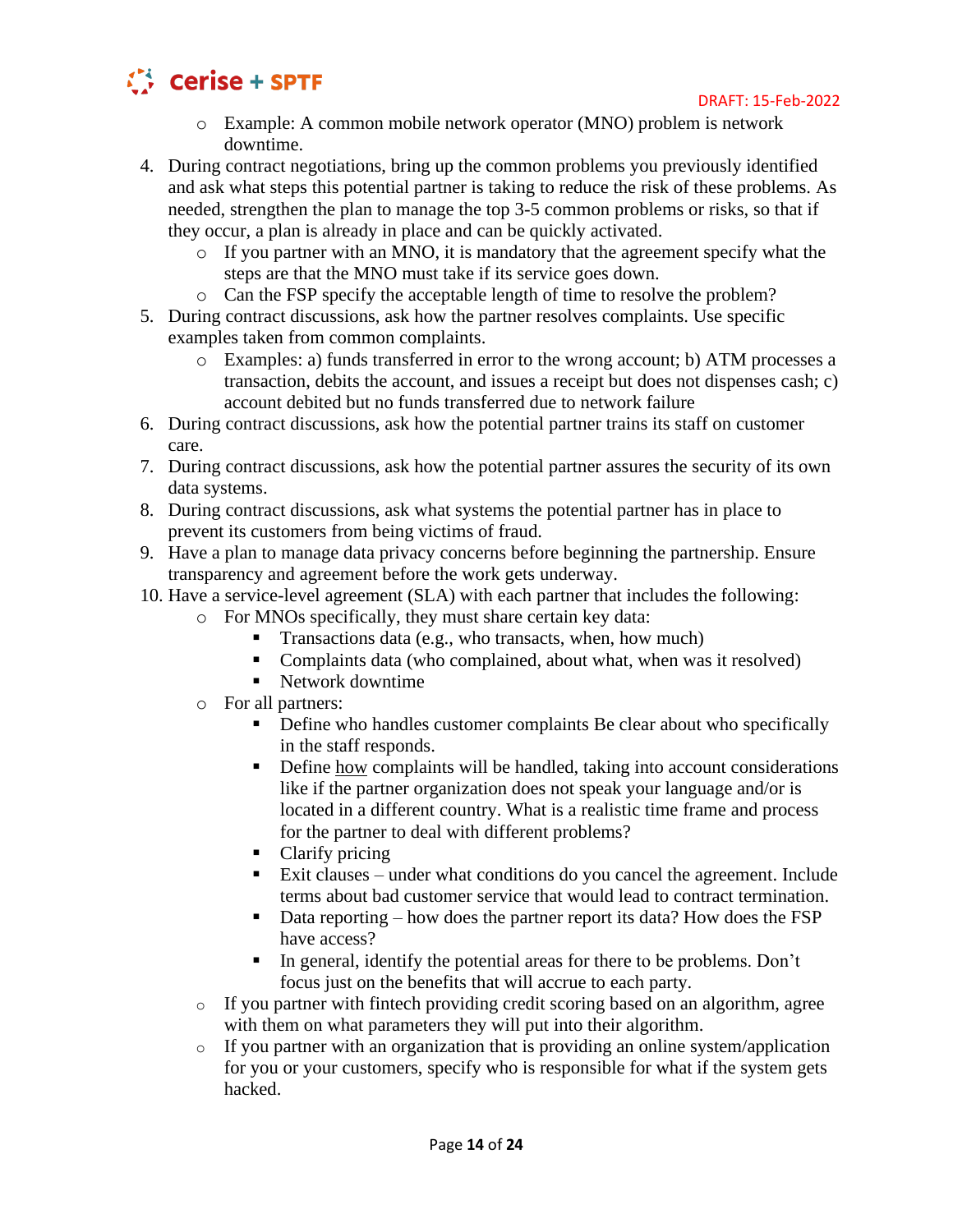- Example: A common mobile network operator (MNO) problem is network downtime.

4. During contract negotiations, bring up the common problems you previously identified and ask what steps this potential partner is taking to reduce the risk of these problems. As needed, strengthen the plan to manage the top 3-5 common problems or risks, so that if they occur, a plan is already in place and can be quickly activated.
   - If you partner with an MNO, it is mandatory that the agreement specify what the steps are that the MNO must take if its service goes down.
   - Can the FSP specify the acceptable length of time to resolve the problem?
5. During contract discussions, ask how the partner resolves complaints. Use specific examples taken from common complaints.
   - Examples: a) funds transferred in error to the wrong account; b) ATM processes a transaction, debits the account, and issues a receipt but does not dispenses cash; c) account debited but no funds transferred due to network failure
6. During contract discussions, ask how the potential partner trains its staff on customer care.
7. During contract discussions, ask how the potential partner assures the security of its own data systems.
8. During contract discussions, ask what systems the potential partner has in place to prevent its customers from being victims of fraud.
9. Have a plan to manage data privacy concerns before beginning the partnership. Ensure transparency and agreement before the work gets underway.
10. Have a service-level agreement (SLA) with each partner that includes the following:
    - For MNOs specifically, they must share certain key data:
      - Transactions data (e.g., who transacts, when, how much)
      - Complaints data (who complained, about what, when was it resolved)
      - Network downtime
    - For all partners:
      - Define who handles customer complaints Be clear about who specifically in the staff responds.
      - Define <u>how</u> complaints will be handled, taking into account considerations like if the partner organization does not speak your language and/or is located in a different country. What is a realistic time frame and process for the partner to deal with different problems?
      - Clarify pricing
      - Exit clauses – under what conditions do you cancel the agreement. Include terms about bad customer service that would lead to contract termination.
      - Data reporting – how does the partner report its data? How does the FSP have access?
      - In general, identify the potential areas for there to be problems. Don't focus just on the benefits that will accrue to each party.
    - If you partner with fintech providing credit scoring based on an algorithm, agree with them on what parameters they will put into their algorithm.
    - If you partner with an organization that is providing an online system/application for you or your customers, specify who is responsible for what if the system gets hacked.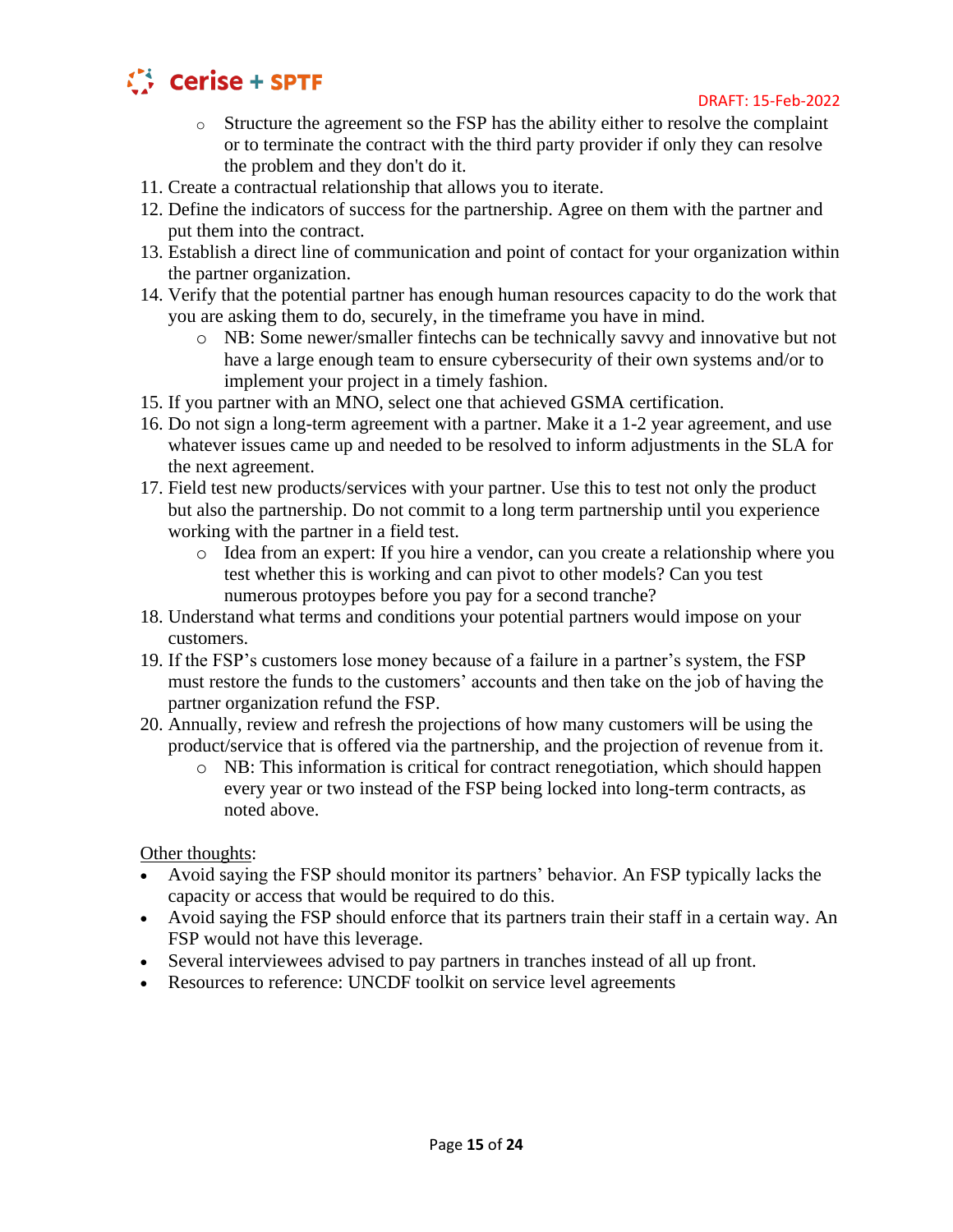- Structure the agreement so the FSP has the ability either to resolve the complaint or to terminate the contract with the third party provider if only they can resolve the problem and they don't do it.

11. Create a contractual relationship that allows you to iterate.
12. Define the indicators of success for the partnership. Agree on them with the partner and put them into the contract.
13. Establish a direct line of communication and point of contact for your organization within the partner organization.
14. Verify that the potential partner has enough human resources capacity to do the work that you are asking them to do, securely, in the timeframe you have in mind.
    - NB: Some newer/smaller fintechs can be technically savvy and innovative but not have a large enough team to ensure cybersecurity of their own systems and/or to implement your project in a timely fashion.
15. If you partner with an MNO, select one that achieved GSMA certification.
16. Do not sign a long-term agreement with a partner. Make it a 1-2 year agreement, and use whatever issues came up and needed to be resolved to inform adjustments in the SLA for the next agreement.
17. Field test new products/services with your partner. Use this to test not only the product but also the partnership. Do not commit to a long term partnership until you experience working with the partner in a field test.
    - Idea from an expert: If you hire a vendor, can you create a relationship where you test whether this is working and can pivot to other models? Can you test numerous protoypes before you pay for a second tranche?
18. Understand what terms and conditions your potential partners would impose on your customers.
19. If the FSP's customers lose money because of a failure in a partner's system, the FSP must restore the funds to the customers' accounts and then take on the job of having the partner organization refund the FSP.
20. Annually, review and refresh the projections of how many customers will be using the product/service that is offered via the partnership, and the projection of revenue from it.
    - NB: This information is critical for contract renegotiation, which should happen every year or two instead of the FSP being locked into long-term contracts, as noted above.

Other thoughts:

- Avoid saying the FSP should monitor its partners' behavior. An FSP typically lacks the capacity or access that would be required to do this.
- Avoid saying the FSP should enforce that its partners train their staff in a certain way. An FSP would not have this leverage.
- Several interviewees advised to pay partners in tranches instead of all up front.
- Resources to reference: UNCDF toolkit on service level agreements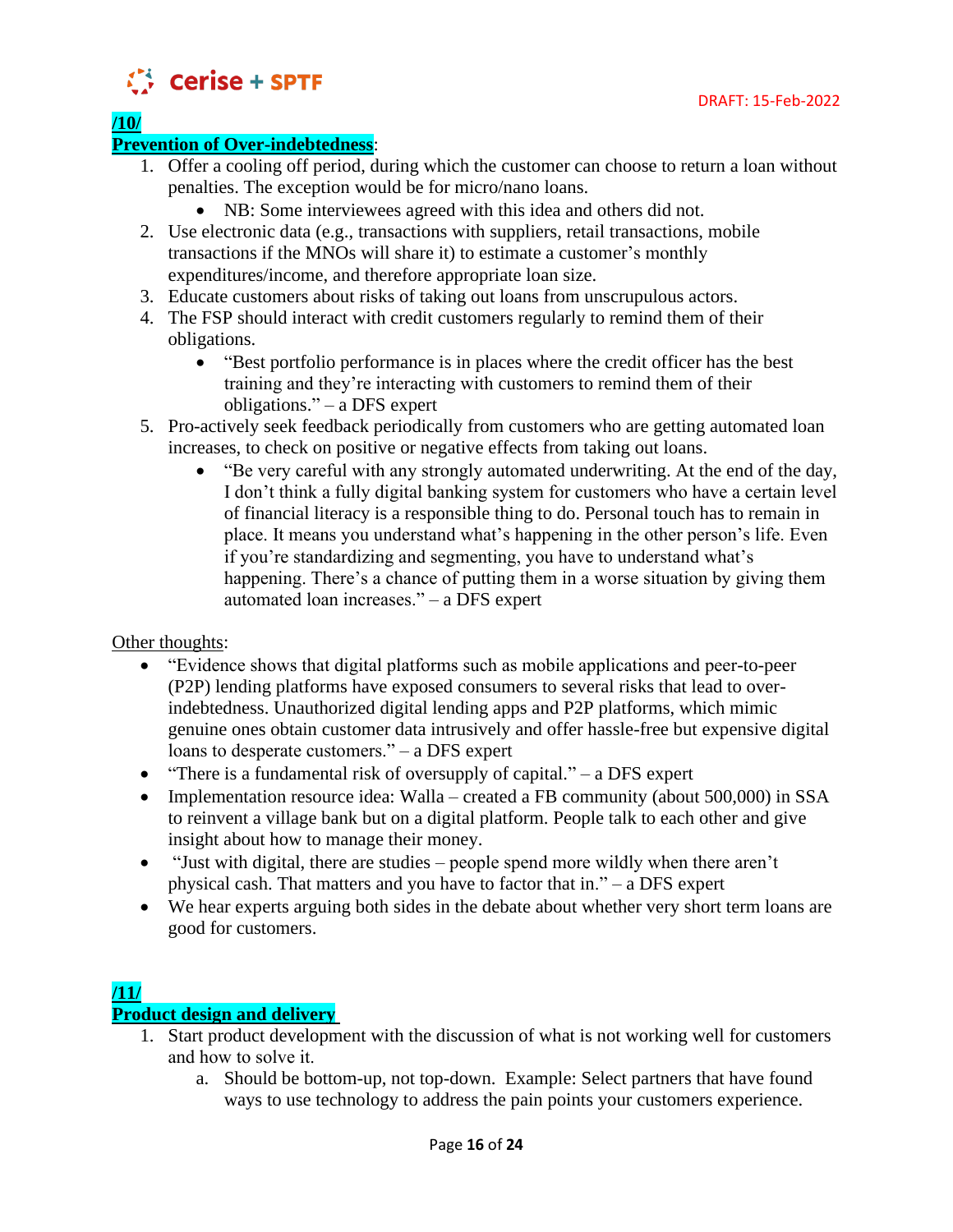**/10/**

**Prevention of Over-indebtedness**:

1. Offer a cooling off period, during which the customer can choose to return a loan without penalties. The exception would be for micro/nano loans.
   - NB: Some interviewees agreed with this idea and others did not.
2. Use electronic data (e.g., transactions with suppliers, retail transactions, mobile transactions if the MNOs will share it) to estimate a customer's monthly expenditures/income, and therefore appropriate loan size.
3. Educate customers about risks of taking out loans from unscrupulous actors.
4. The FSP should interact with credit customers regularly to remind them of their obligations.
   - "Best portfolio performance is in places where the credit officer has the best training and they're interacting with customers to remind them of their obligations." – a DFS expert
5. Pro-actively seek feedback periodically from customers who are getting automated loan increases, to check on positive or negative effects from taking out loans.
   - "Be very careful with any strongly automated underwriting. At the end of the day, I don't think a fully digital banking system for customers who have a certain level of financial literacy is a responsible thing to do. Personal touch has to remain in place. It means you understand what's happening in the other person's life. Even if you're standardizing and segmenting, you have to understand what's happening. There's a chance of putting them in a worse situation by giving them automated loan increases." – a DFS expert

Other thoughts:

- "Evidence shows that digital platforms such as mobile applications and peer-to-peer (P2P) lending platforms have exposed consumers to several risks that lead to over-indebtedness. Unauthorized digital lending apps and P2P platforms, which mimic genuine ones obtain customer data intrusively and offer hassle-free but expensive digital loans to desperate customers." – a DFS expert
- "There is a fundamental risk of oversupply of capital." – a DFS expert
- Implementation resource idea: Walla – created a FB community (about 500,000) in SSA to reinvent a village bank but on a digital platform. People talk to each other and give insight about how to manage their money.
- "Just with digital, there are studies – people spend more wildly when there aren't physical cash. That matters and you have to factor that in." – a DFS expert
- We hear experts arguing both sides in the debate about whether very short term loans are good for customers.

**/11/**

**Product design and delivery**

1. Start product development with the discussion of what is not working well for customers and how to solve it.
   a. Should be bottom-up, not top-down. Example: Select partners that have found ways to use technology to address the pain points your customers experience.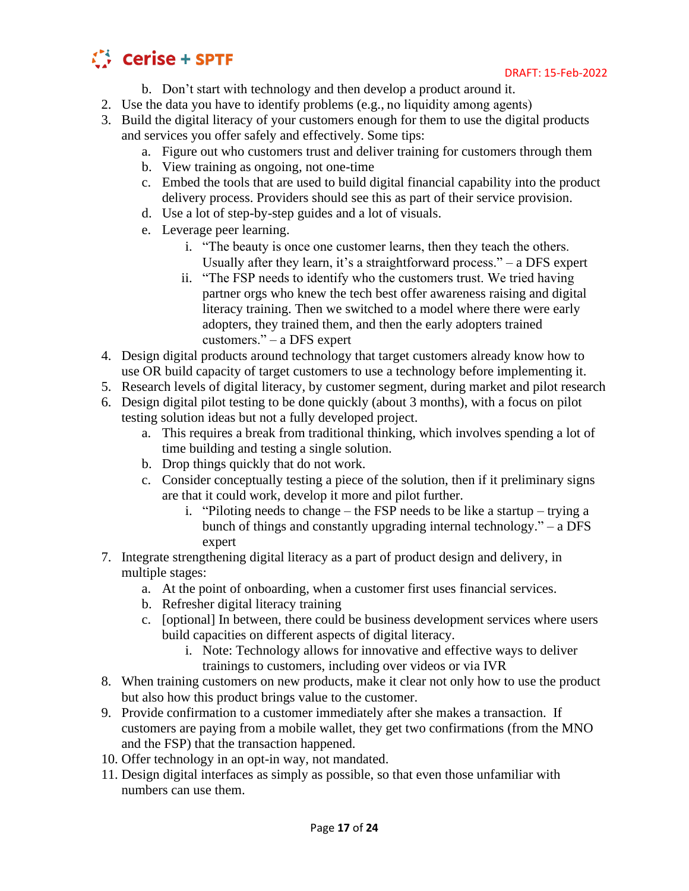b. Don't start with technology and then develop a product around it.
2. Use the data you have to identify problems (e.g., no liquidity among agents)
3. Build the digital literacy of your customers enough for them to use the digital products and services you offer safely and effectively. Some tips:
   a. Figure out who customers trust and deliver training for customers through them
   b. View training as ongoing, not one-time
   c. Embed the tools that are used to build digital financial capability into the product delivery process. Providers should see this as part of their service provision.
   d. Use a lot of step-by-step guides and a lot of visuals.
   e. Leverage peer learning.
      i. "The beauty is once one customer learns, then they teach the others. Usually after they learn, it's a straightforward process." – a DFS expert
      ii. "The FSP needs to identify who the customers trust. We tried having partner orgs who knew the tech best offer awareness raising and digital literacy training. Then we switched to a model where there were early adopters, they trained them, and then the early adopters trained customers." – a DFS expert
4. Design digital products around technology that target customers already know how to use OR build capacity of target customers to use a technology before implementing it.
5. Research levels of digital literacy, by customer segment, during market and pilot research
6. Design digital pilot testing to be done quickly (about 3 months), with a focus on pilot testing solution ideas but not a fully developed project.
   a. This requires a break from traditional thinking, which involves spending a lot of time building and testing a single solution.
   b. Drop things quickly that do not work.
   c. Consider conceptually testing a piece of the solution, then if it preliminary signs are that it could work, develop it more and pilot further.
      i. "Piloting needs to change – the FSP needs to be like a startup – trying a bunch of things and constantly upgrading internal technology." – a DFS expert
7. Integrate strengthening digital literacy as a part of product design and delivery, in multiple stages:
   a. At the point of onboarding, when a customer first uses financial services.
   b. Refresher digital literacy training
   c. [optional] In between, there could be business development services where users build capacities on different aspects of digital literacy.
      i. Note: Technology allows for innovative and effective ways to deliver trainings to customers, including over videos or via IVR
8. When training customers on new products, make it clear not only how to use the product but also how this product brings value to the customer.
9. Provide confirmation to a customer immediately after she makes a transaction. If customers are paying from a mobile wallet, they get two confirmations (from the MNO and the FSP) that the transaction happened.
10. Offer technology in an opt-in way, not mandated.
11. Design digital interfaces as simply as possible, so that even those unfamiliar with numbers can use them.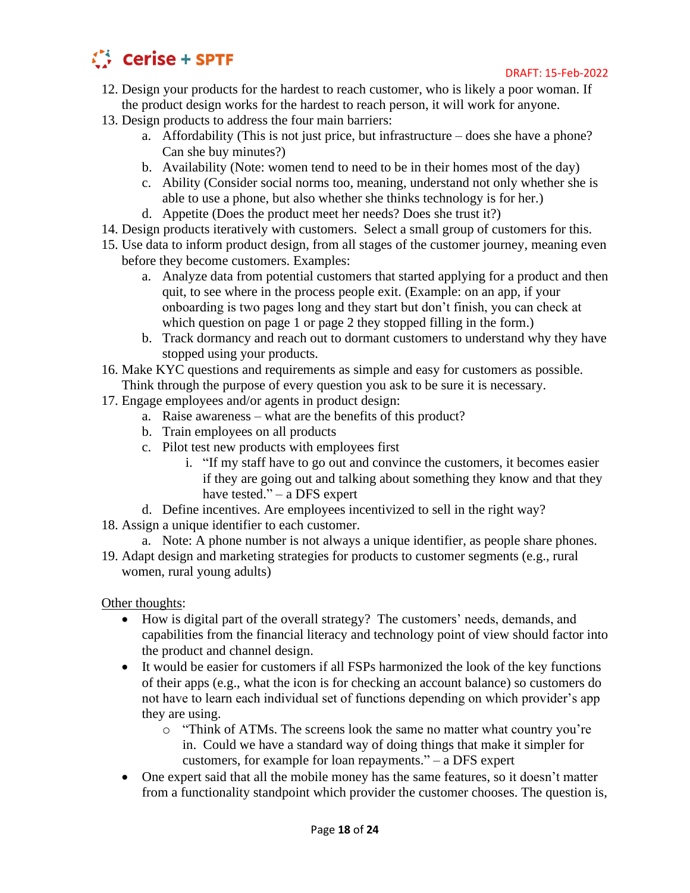12. Design your products for the hardest to reach customer, who is likely a poor woman. If the product design works for the hardest to reach person, it will work for anyone.
13. Design products to address the four main barriers:
    a. Affordability (This is not just price, but infrastructure – does she have a phone? Can she buy minutes?)
    b. Availability (Note: women tend to need to be in their homes most of the day)
    c. Ability (Consider social norms too, meaning, understand not only whether she is able to use a phone, but also whether she thinks technology is for her.)
    d. Appetite (Does the product meet her needs? Does she trust it?)
14. Design products iteratively with customers. Select a small group of customers for this.
15. Use data to inform product design, from all stages of the customer journey, meaning even before they become customers. Examples:
    a. Analyze data from potential customers that started applying for a product and then quit, to see where in the process people exit. (Example: on an app, if your onboarding is two pages long and they start but don't finish, you can check at which question on page 1 or page 2 they stopped filling in the form.)
    b. Track dormancy and reach out to dormant customers to understand why they have stopped using your products.
16. Make KYC questions and requirements as simple and easy for customers as possible. Think through the purpose of every question you ask to be sure it is necessary.
17. Engage employees and/or agents in product design:
    a. Raise awareness – what are the benefits of this product?
    b. Train employees on all products
    c. Pilot test new products with employees first
        i. "If my staff have to go out and convince the customers, it becomes easier if they are going out and talking about something they know and that they have tested." – a DFS expert
    d. Define incentives. Are employees incentivized to sell in the right way?
18. Assign a unique identifier to each customer.
    a. Note: A phone number is not always a unique identifier, as people share phones.
19. Adapt design and marketing strategies for products to customer segments (e.g., rural women, rural young adults)

<u>Other thoughts</u>:

- How is digital part of the overall strategy? The customers' needs, demands, and capabilities from the financial literacy and technology point of view should factor into the product and channel design.
- It would be easier for customers if all FSPs harmonized the look of the key functions of their apps (e.g., what the icon is for checking an account balance) so customers do not have to learn each individual set of functions depending on which provider's app they are using.
    - "Think of ATMs. The screens look the same no matter what country you're in. Could we have a standard way of doing things that make it simpler for customers, for example for loan repayments." – a DFS expert
- One expert said that all the mobile money has the same features, so it doesn't matter from a functionality standpoint which provider the customer chooses. The question is,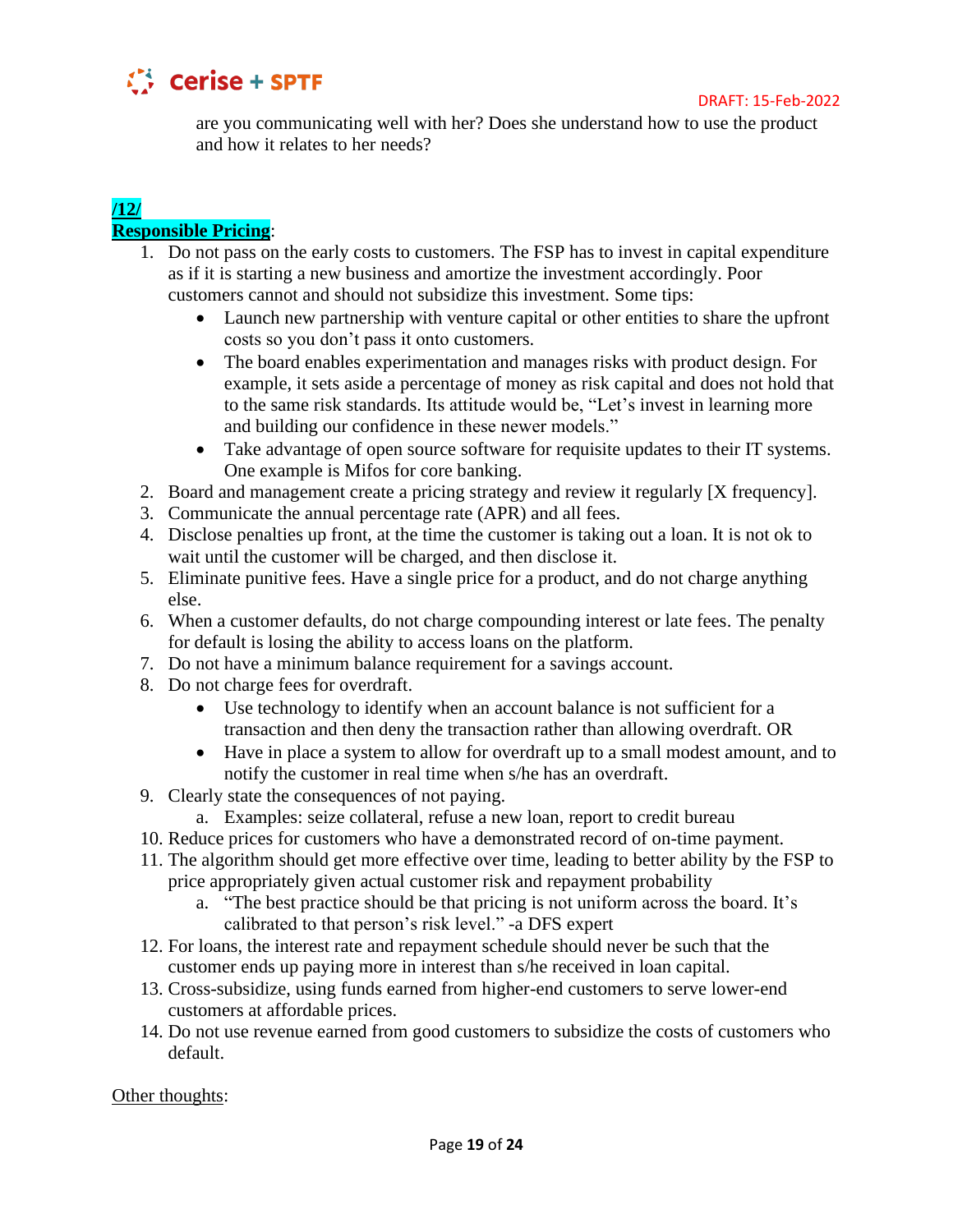are you communicating well with her? Does she understand how to use the product and how it relates to her needs?

**/12/**
**Responsible Pricing**:

1. Do not pass on the early costs to customers. The FSP has to invest in capital expenditure as if it is starting a new business and amortize the investment accordingly. Poor customers cannot and should not subsidize this investment. Some tips:
   - Launch new partnership with venture capital or other entities to share the upfront costs so you don't pass it onto customers.
   - The board enables experimentation and manages risks with product design. For example, it sets aside a percentage of money as risk capital and does not hold that to the same risk standards. Its attitude would be, "Let's invest in learning more and building our confidence in these newer models."
   - Take advantage of open source software for requisite updates to their IT systems. One example is Mifos for core banking.
2. Board and management create a pricing strategy and review it regularly [X frequency].
3. Communicate the annual percentage rate (APR) and all fees.
4. Disclose penalties up front, at the time the customer is taking out a loan. It is not ok to wait until the customer will be charged, and then disclose it.
5. Eliminate punitive fees. Have a single price for a product, and do not charge anything else.
6. When a customer defaults, do not charge compounding interest or late fees. The penalty for default is losing the ability to access loans on the platform.
7. Do not have a minimum balance requirement for a savings account.
8. Do not charge fees for overdraft.
   - Use technology to identify when an account balance is not sufficient for a transaction and then deny the transaction rather than allowing overdraft. OR
   - Have in place a system to allow for overdraft up to a small modest amount, and to notify the customer in real time when s/he has an overdraft.
9. Clearly state the consequences of not paying.
   a. Examples: seize collateral, refuse a new loan, report to credit bureau
10. Reduce prices for customers who have a demonstrated record of on-time payment.
11. The algorithm should get more effective over time, leading to better ability by the FSP to price appropriately given actual customer risk and repayment probability
    a. "The best practice should be that pricing is not uniform across the board. It's calibrated to that person's risk level." -a DFS expert
12. For loans, the interest rate and repayment schedule should never be such that the customer ends up paying more in interest than s/he received in loan capital.
13. Cross-subsidize, using funds earned from higher-end customers to serve lower-end customers at affordable prices.
14. Do not use revenue earned from good customers to subsidize the costs of customers who default.

Other thoughts: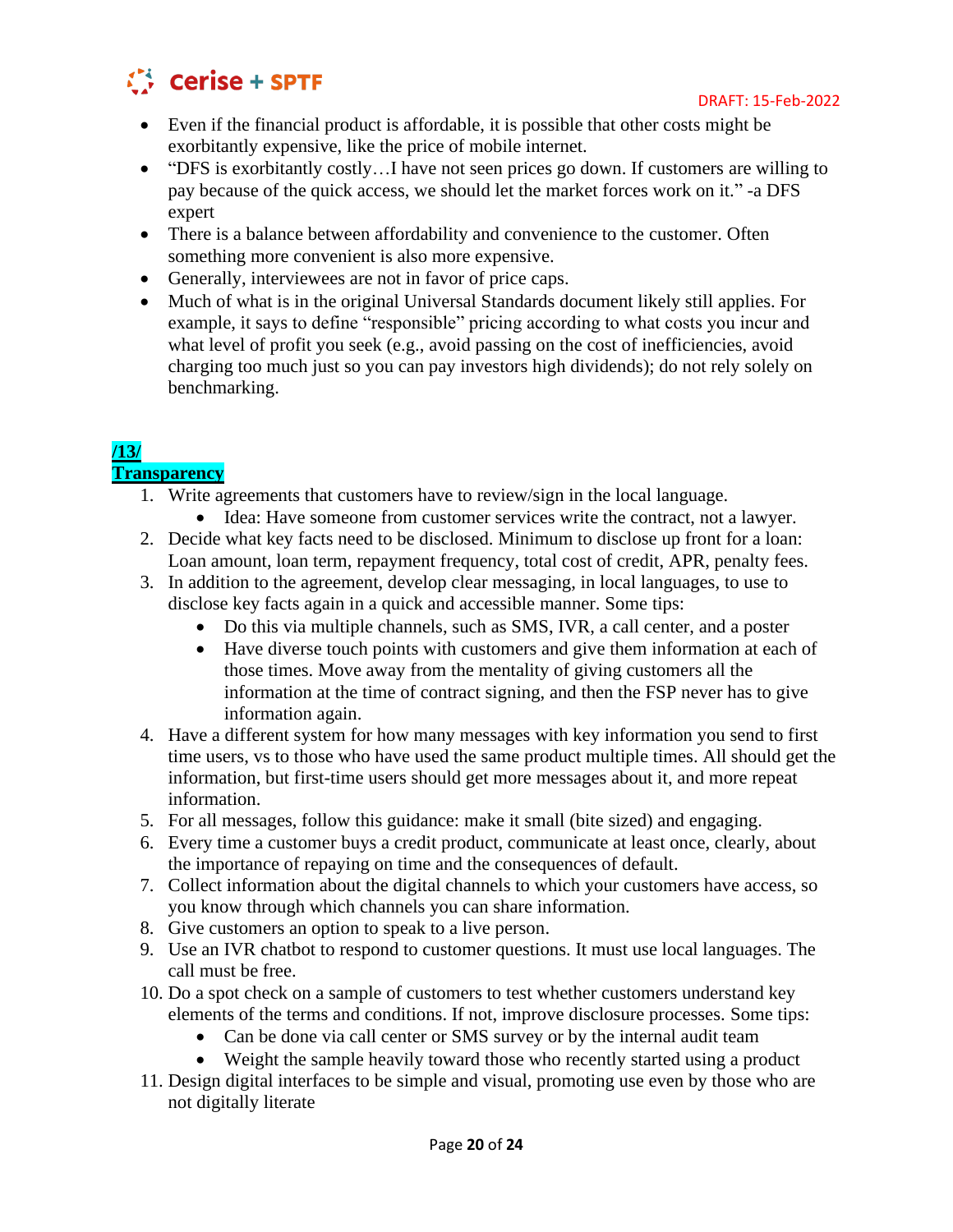- Even if the financial product is affordable, it is possible that other costs might be exorbitantly expensive, like the price of mobile internet.
- "DFS is exorbitantly costly…I have not seen prices go down. If customers are willing to pay because of the quick access, we should let the market forces work on it." -a DFS expert
- There is a balance between affordability and convenience to the customer. Often something more convenient is also more expensive.
- Generally, interviewees are not in favor of price caps.
- Much of what is in the original Universal Standards document likely still applies. For example, it says to define "responsible" pricing according to what costs you incur and what level of profit you seek (e.g., avoid passing on the cost of inefficiencies, avoid charging too much just so you can pay investors high dividends); do not rely solely on benchmarking.

## /13/ Transparency

1. Write agreements that customers have to review/sign in the local language.
   - Idea: Have someone from customer services write the contract, not a lawyer.
2. Decide what key facts need to be disclosed. Minimum to disclose up front for a loan: Loan amount, loan term, repayment frequency, total cost of credit, APR, penalty fees.
3. In addition to the agreement, develop clear messaging, in local languages, to use to disclose key facts again in a quick and accessible manner. Some tips:
   - Do this via multiple channels, such as SMS, IVR, a call center, and a poster
   - Have diverse touch points with customers and give them information at each of those times. Move away from the mentality of giving customers all the information at the time of contract signing, and then the FSP never has to give information again.
4. Have a different system for how many messages with key information you send to first time users, vs to those who have used the same product multiple times. All should get the information, but first-time users should get more messages about it, and more repeat information.
5. For all messages, follow this guidance: make it small (bite sized) and engaging.
6. Every time a customer buys a credit product, communicate at least once, clearly, about the importance of repaying on time and the consequences of default.
7. Collect information about the digital channels to which your customers have access, so you know through which channels you can share information.
8. Give customers an option to speak to a live person.
9. Use an IVR chatbot to respond to customer questions. It must use local languages. The call must be free.
10. Do a spot check on a sample of customers to test whether customers understand key elements of the terms and conditions. If not, improve disclosure processes. Some tips:
    - Can be done via call center or SMS survey or by the internal audit team
    - Weight the sample heavily toward those who recently started using a product
11. Design digital interfaces to be simple and visual, promoting use even by those who are not digitally literate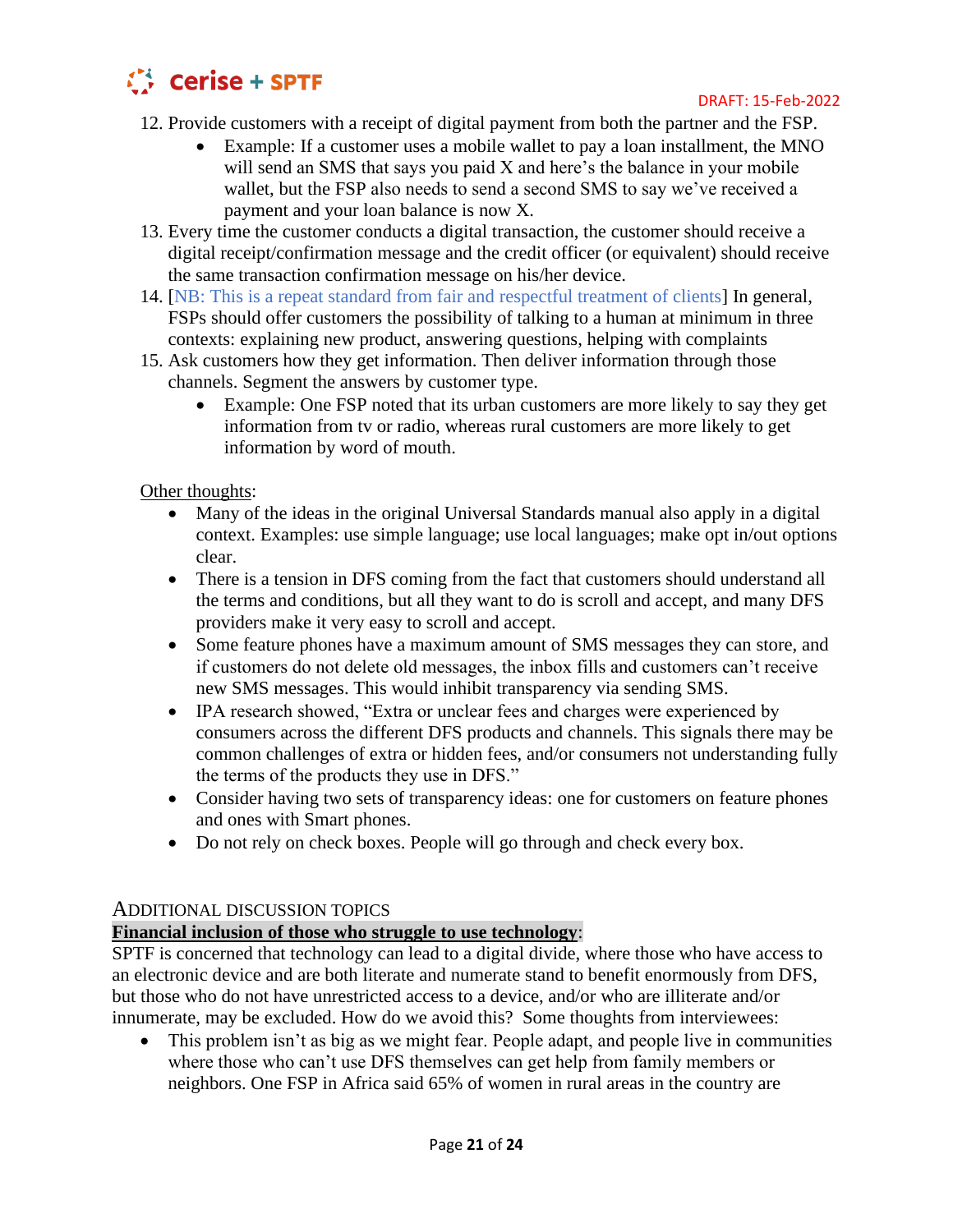12. Provide customers with a receipt of digital payment from both the partner and the FSP.
    - Example: If a customer uses a mobile wallet to pay a loan installment, the MNO will send an SMS that says you paid X and here's the balance in your mobile wallet, but the FSP also needs to send a second SMS to say we've received a payment and your loan balance is now X.
13. Every time the customer conducts a digital transaction, the customer should receive a digital receipt/confirmation message and the credit officer (or equivalent) should receive the same transaction confirmation message on his/her device.
14. [NB: This is a repeat standard from fair and respectful treatment of clients] In general, FSPs should offer customers the possibility of talking to a human at minimum in three contexts: explaining new product, answering questions, helping with complaints
15. Ask customers how they get information. Then deliver information through those channels. Segment the answers by customer type.
    - Example: One FSP noted that its urban customers are more likely to say they get information from tv or radio, whereas rural customers are more likely to get information by word of mouth.

Other thoughts:

- Many of the ideas in the original Universal Standards manual also apply in a digital context. Examples: use simple language; use local languages; make opt in/out options clear.
- There is a tension in DFS coming from the fact that customers should understand all the terms and conditions, but all they want to do is scroll and accept, and many DFS providers make it very easy to scroll and accept.
- Some feature phones have a maximum amount of SMS messages they can store, and if customers do not delete old messages, the inbox fills and customers can't receive new SMS messages. This would inhibit transparency via sending SMS.
- IPA research showed, "Extra or unclear fees and charges were experienced by consumers across the different DFS products and channels. This signals there may be common challenges of extra or hidden fees, and/or consumers not understanding fully the terms of the products they use in DFS."
- Consider having two sets of transparency ideas: one for customers on feature phones and ones with Smart phones.
- Do not rely on check boxes. People will go through and check every box.

## ADDITIONAL DISCUSSION TOPICS

**Financial inclusion of those who struggle to use technology**:

SPTF is concerned that technology can lead to a digital divide, where those who have access to an electronic device and are both literate and numerate stand to benefit enormously from DFS, but those who do not have unrestricted access to a device, and/or who are illiterate and/or innumerate, may be excluded. How do we avoid this? Some thoughts from interviewees:

- This problem isn't as big as we might fear. People adapt, and people live in communities where those who can't use DFS themselves can get help from family members or neighbors. One FSP in Africa said 65% of women in rural areas in the country are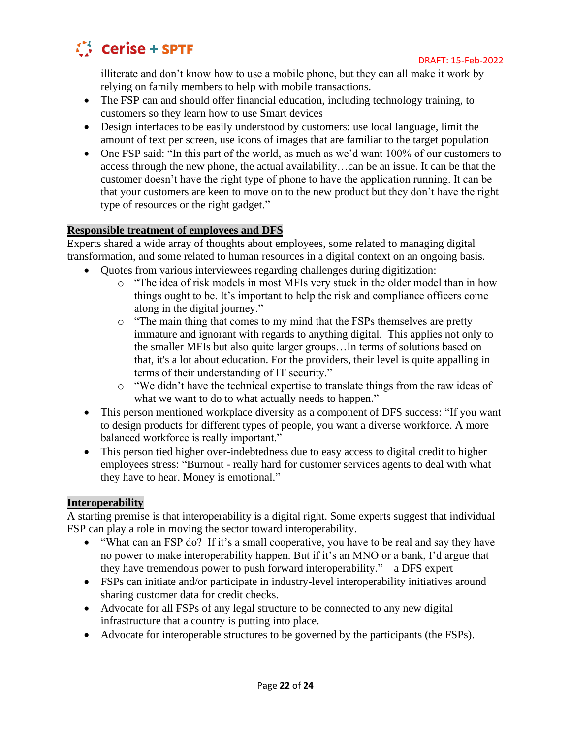illiterate and don't know how to use a mobile phone, but they can all make it work by relying on family members to help with mobile transactions.

- The FSP can and should offer financial education, including technology training, to customers so they learn how to use Smart devices
- Design interfaces to be easily understood by customers: use local language, limit the amount of text per screen, use icons of images that are familiar to the target population
- One FSP said: "In this part of the world, as much as we'd want 100% of our customers to access through the new phone, the actual availability…can be an issue. It can be that the customer doesn't have the right type of phone to have the application running. It can be that your customers are keen to move on to the new product but they don't have the right type of resources or the right gadget."

**Responsible treatment of employees and DFS**

Experts shared a wide array of thoughts about employees, some related to managing digital transformation, and some related to human resources in a digital context on an ongoing basis.

- Quotes from various interviewees regarding challenges during digitization:
    - "The idea of risk models in most MFIs very stuck in the older model than in how things ought to be. It's important to help the risk and compliance officers come along in the digital journey."
    - "The main thing that comes to my mind that the FSPs themselves are pretty immature and ignorant with regards to anything digital. This applies not only to the smaller MFIs but also quite larger groups…In terms of solutions based on that, it's a lot about education. For the providers, their level is quite appalling in terms of their understanding of IT security."
    - "We didn't have the technical expertise to translate things from the raw ideas of what we want to do to what actually needs to happen."
- This person mentioned workplace diversity as a component of DFS success: "If you want to design products for different types of people, you want a diverse workforce. A more balanced workforce is really important."
- This person tied higher over-indebtedness due to easy access to digital credit to higher employees stress: "Burnout - really hard for customer services agents to deal with what they have to hear. Money is emotional."

**Interoperability**

A starting premise is that interoperability is a digital right. Some experts suggest that individual FSP can play a role in moving the sector toward interoperability.

- "What can an FSP do? If it's a small cooperative, you have to be real and say they have no power to make interoperability happen. But if it's an MNO or a bank, I'd argue that they have tremendous power to push forward interoperability." – a DFS expert
- FSPs can initiate and/or participate in industry-level interoperability initiatives around sharing customer data for credit checks.
- Advocate for all FSPs of any legal structure to be connected to any new digital infrastructure that a country is putting into place.
- Advocate for interoperable structures to be governed by the participants (the FSPs).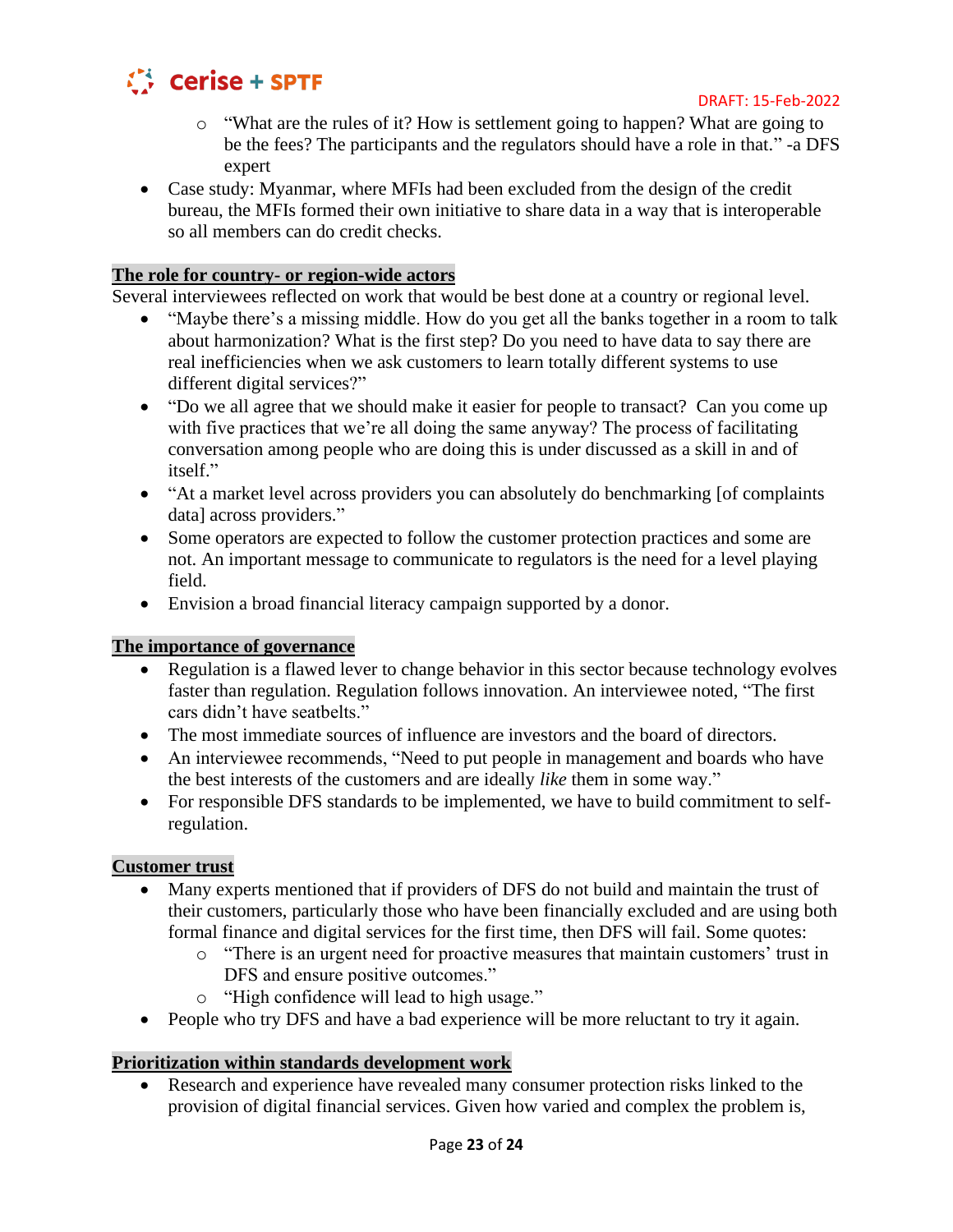- "What are the rules of it? How is settlement going to happen? What are going to be the fees? The participants and the regulators should have a role in that." -a DFS expert
- Case study: Myanmar, where MFIs had been excluded from the design of the credit bureau, the MFIs formed their own initiative to share data in a way that is interoperable so all members can do credit checks.

**The role for country- or region-wide actors**

Several interviewees reflected on work that would be best done at a country or regional level.

- "Maybe there's a missing middle. How do you get all the banks together in a room to talk about harmonization? What is the first step? Do you need to have data to say there are real inefficiencies when we ask customers to learn totally different systems to use different digital services?"
- "Do we all agree that we should make it easier for people to transact? Can you come up with five practices that we're all doing the same anyway? The process of facilitating conversation among people who are doing this is under discussed as a skill in and of itself."
- "At a market level across providers you can absolutely do benchmarking [of complaints data] across providers."
- Some operators are expected to follow the customer protection practices and some are not. An important message to communicate to regulators is the need for a level playing field.
- Envision a broad financial literacy campaign supported by a donor.

**The importance of governance**

- Regulation is a flawed lever to change behavior in this sector because technology evolves faster than regulation. Regulation follows innovation. An interviewee noted, "The first cars didn't have seatbelts."
- The most immediate sources of influence are investors and the board of directors.
- An interviewee recommends, "Need to put people in management and boards who have the best interests of the customers and are ideally *like* them in some way."
- For responsible DFS standards to be implemented, we have to build commitment to self-regulation.

**Customer trust**

- Many experts mentioned that if providers of DFS do not build and maintain the trust of their customers, particularly those who have been financially excluded and are using both formal finance and digital services for the first time, then DFS will fail. Some quotes:
  - "There is an urgent need for proactive measures that maintain customers' trust in DFS and ensure positive outcomes."
  - "High confidence will lead to high usage."
- People who try DFS and have a bad experience will be more reluctant to try it again.

**Prioritization within standards development work**

- Research and experience have revealed many consumer protection risks linked to the provision of digital financial services. Given how varied and complex the problem is,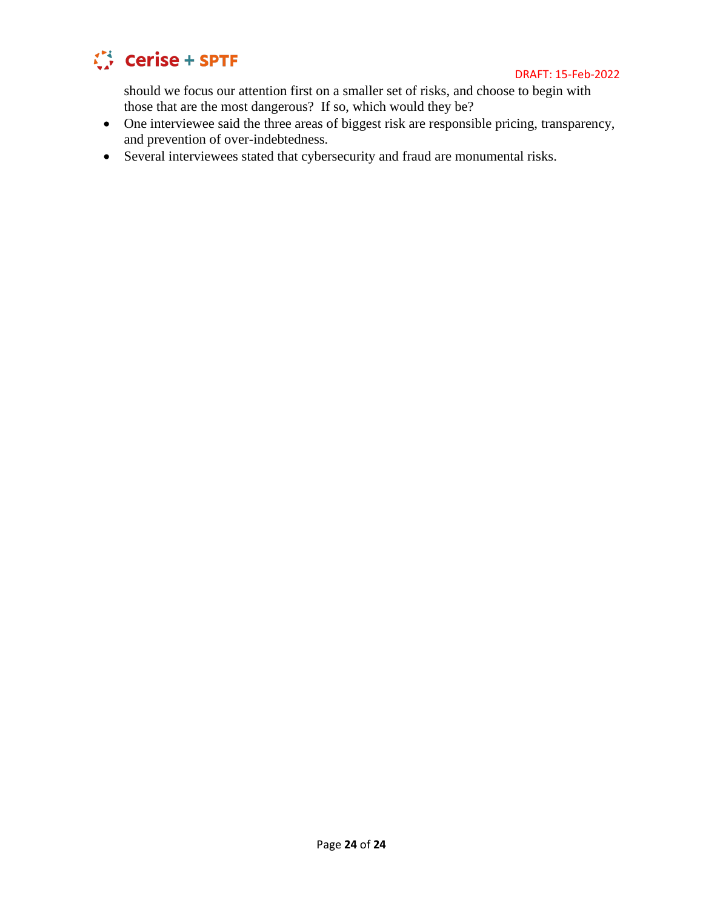should we focus our attention first on a smaller set of risks, and choose to begin with those that are the most dangerous? If so, which would they be?

- One interviewee said the three areas of biggest risk are responsible pricing, transparency, and prevention of over-indebtedness.
- Several interviewees stated that cybersecurity and fraud are monumental risks.